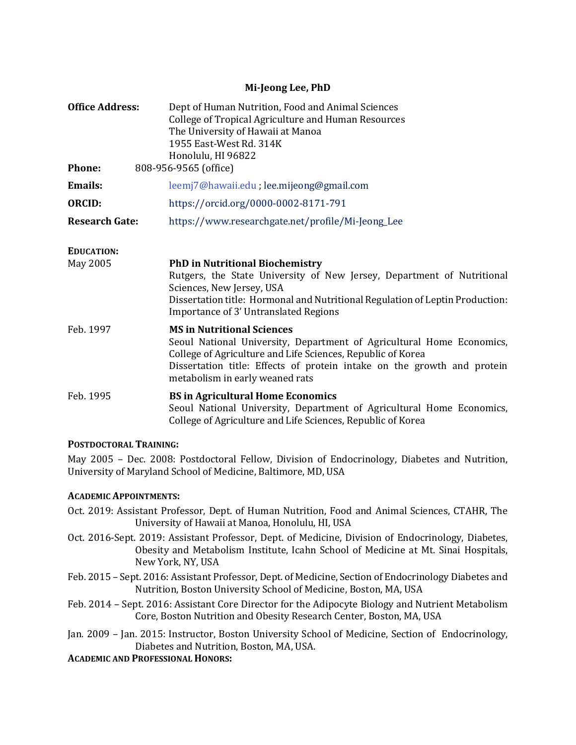# Mi-Jeong Lee, PhD

**Office Address:** Dept of Human Nutrition, Food and Animal Sciences
College of Tropical Agriculture and Human Resources
The University of Hawaii at Manoa
1955 East-West Rd. 314K
Honolulu, HI 96822

**Phone:** 808-956-9565 (office)

**Emails:** leemj7@hawaii.edu ; lee.mijeong@gmail.com

**ORCID:** https://orcid.org/0000-0002-8171-791

**Research Gate:** https://www.researchgate.net/profile/Mi-Jeong_Lee

## EDUCATION:

May 2005 **PhD in Nutritional Biochemistry**
Rutgers, the State University of New Jersey, Department of Nutritional Sciences, New Jersey, USA
Dissertation title: Hormonal and Nutritional Regulation of Leptin Production: Importance of 3' Untranslated Regions

Feb. 1997 **MS in Nutritional Sciences**
Seoul National University, Department of Agricultural Home Economics, College of Agriculture and Life Sciences, Republic of Korea
Dissertation title: Effects of protein intake on the growth and protein metabolism in early weaned rats

Feb. 1995 **BS in Agricultural Home Economics**
Seoul National University, Department of Agricultural Home Economics, College of Agriculture and Life Sciences, Republic of Korea

## POSTDOCTORAL TRAINING:

May 2005 – Dec. 2008: Postdoctoral Fellow, Division of Endocrinology, Diabetes and Nutrition, University of Maryland School of Medicine, Baltimore, MD, USA

## ACADEMIC APPOINTMENTS:

Oct. 2019: Assistant Professor, Dept. of Human Nutrition, Food and Animal Sciences, CTAHR, The University of Hawaii at Manoa, Honolulu, HI, USA

Oct. 2016-Sept. 2019: Assistant Professor, Dept. of Medicine, Division of Endocrinology, Diabetes, Obesity and Metabolism Institute, Icahn School of Medicine at Mt. Sinai Hospitals, New York, NY, USA

Feb. 2015 – Sept. 2016: Assistant Professor, Dept. of Medicine, Section of Endocrinology Diabetes and Nutrition, Boston University School of Medicine, Boston, MA, USA

Feb. 2014 – Sept. 2016: Assistant Core Director for the Adipocyte Biology and Nutrient Metabolism Core, Boston Nutrition and Obesity Research Center, Boston, MA, USA

Jan. 2009 – Jan. 2015: Instructor, Boston University School of Medicine, Section of Endocrinology, Diabetes and Nutrition, Boston, MA, USA.

## ACADEMIC AND PROFESSIONAL HONORS: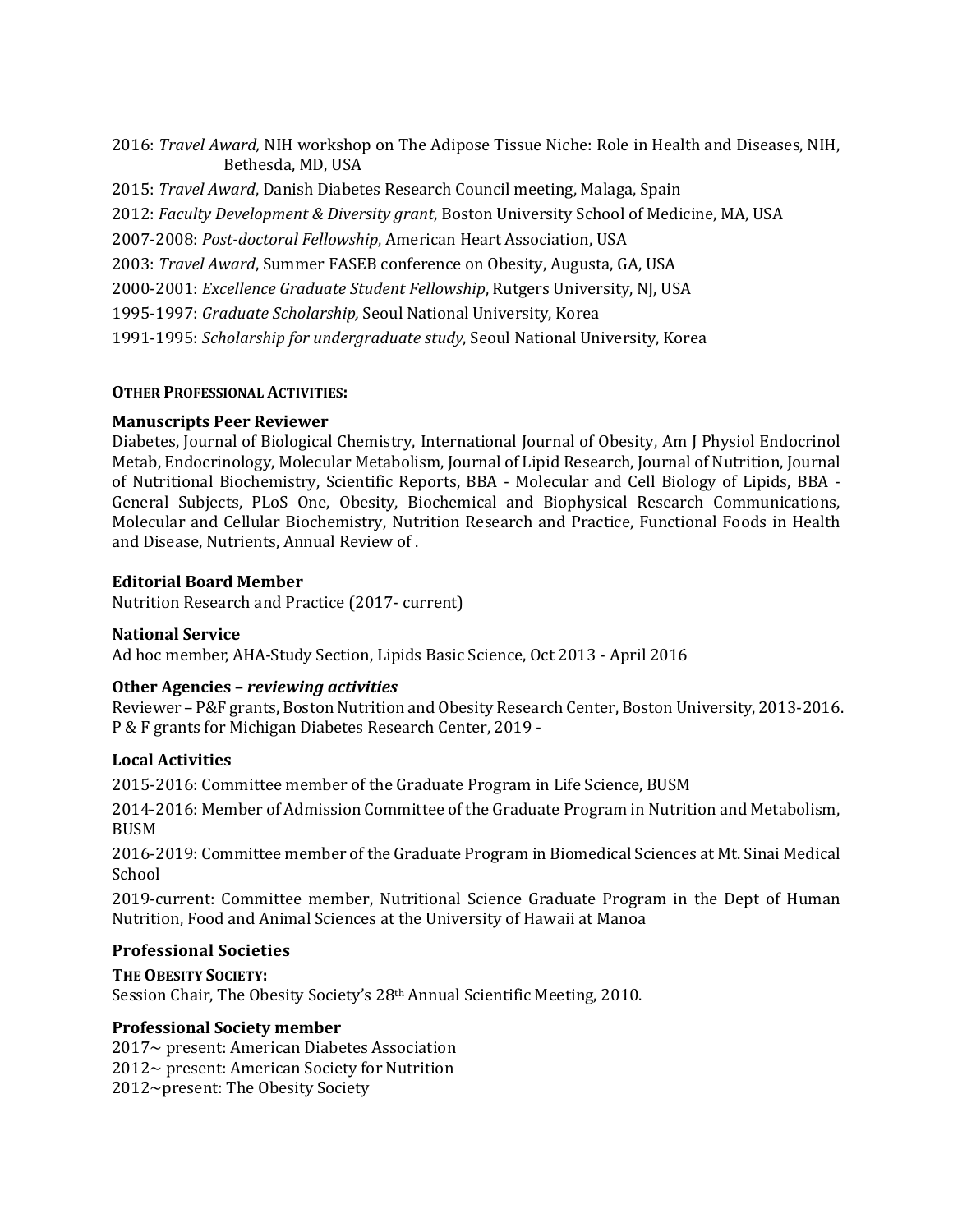2016: *Travel Award,* NIH workshop on The Adipose Tissue Niche: Role in Health and Diseases, NIH, Bethesda, MD, USA

2015: *Travel Award*, Danish Diabetes Research Council meeting, Malaga, Spain

2012: *Faculty Development & Diversity grant*, Boston University School of Medicine, MA, USA

2007-2008: *Post-doctoral Fellowship*, American Heart Association, USA

2003: *Travel Award*, Summer FASEB conference on Obesity, Augusta, GA, USA

2000-2001: *Excellence Graduate Student Fellowship*, Rutgers University, NJ, USA

1995-1997: *Graduate Scholarship,* Seoul National University, Korea

1991-1995: *Scholarship for undergraduate study*, Seoul National University, Korea

**OTHER PROFESSIONAL ACTIVITIES:**

**Manuscripts Peer Reviewer**

Diabetes, Journal of Biological Chemistry, International Journal of Obesity, Am J Physiol Endocrinol Metab, Endocrinology, Molecular Metabolism, Journal of Lipid Research, Journal of Nutrition, Journal of Nutritional Biochemistry, Scientific Reports, BBA - Molecular and Cell Biology of Lipids, BBA - General Subjects, PLoS One, Obesity, Biochemical and Biophysical Research Communications, Molecular and Cellular Biochemistry, Nutrition Research and Practice, Functional Foods in Health and Disease, Nutrients, Annual Review of .

**Editorial Board Member**

Nutrition Research and Practice (2017- current)

**National Service**

Ad hoc member, AHA-Study Section, Lipids Basic Science, Oct 2013 - April 2016

**Other Agencies – *reviewing activities***

Reviewer – P&F grants, Boston Nutrition and Obesity Research Center, Boston University, 2013-2016.
P & F grants for Michigan Diabetes Research Center, 2019 -

**Local Activities**

2015-2016: Committee member of the Graduate Program in Life Science, BUSM

2014-2016: Member of Admission Committee of the Graduate Program in Nutrition and Metabolism, BUSM

2016-2019: Committee member of the Graduate Program in Biomedical Sciences at Mt. Sinai Medical School

2019-current: Committee member, Nutritional Science Graduate Program in the Dept of Human Nutrition, Food and Animal Sciences at the University of Hawaii at Manoa

**Professional Societies**

**THE OBESITY SOCIETY:**

Session Chair, The Obesity Society's 28th Annual Scientific Meeting, 2010.

**Professional Society member**

2017~ present: American Diabetes Association
2012~ present: American Society for Nutrition
2012~present: The Obesity Society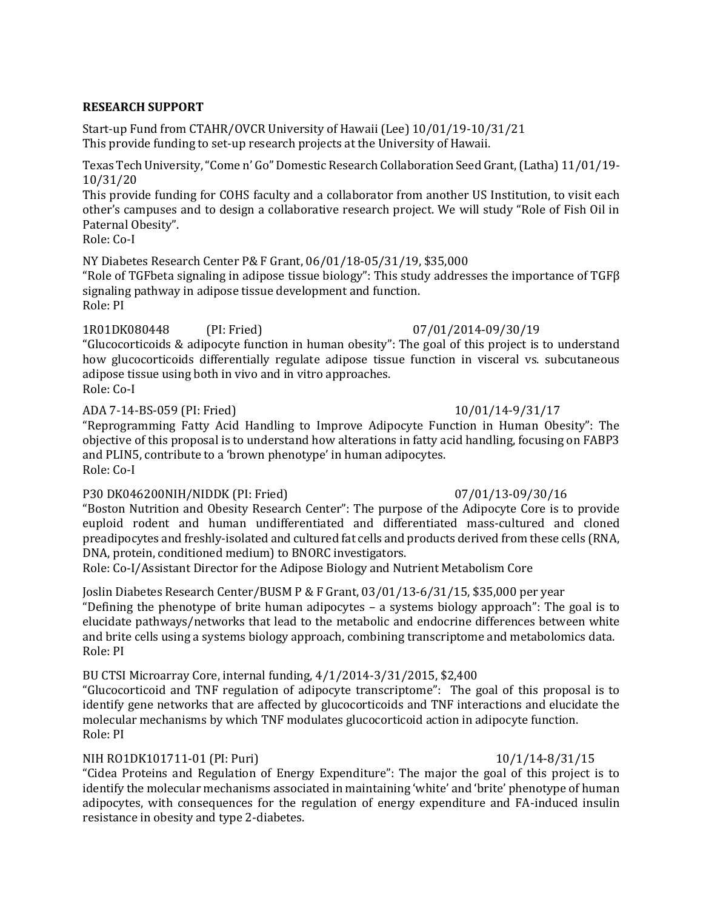**RESEARCH SUPPORT**

Start-up Fund from CTAHR/OVCR University of Hawaii (Lee) 10/01/19-10/31/21
This provide funding to set-up research projects at the University of Hawaii.

Texas Tech University, "Come n' Go" Domestic Research Collaboration Seed Grant, (Latha) 11/01/19-10/31/20
This provide funding for COHS faculty and a collaborator from another US Institution, to visit each other's campuses and to design a collaborative research project. We will study "Role of Fish Oil in Paternal Obesity".
Role: Co-I

NY Diabetes Research Center P& F Grant, 06/01/18-05/31/19, $35,000
"Role of TGFbeta signaling in adipose tissue biology": This study addresses the importance of TGFβ signaling pathway in adipose tissue development and function.
Role: PI

1R01DK080448 (PI: Fried) 07/01/2014-09/30/19
"Glucocorticoids & adipocyte function in human obesity": The goal of this project is to understand how glucocorticoids differentially regulate adipose tissue function in visceral vs. subcutaneous adipose tissue using both in vivo and in vitro approaches.
Role: Co-I

ADA 7-14-BS-059 (PI: Fried) 10/01/14-9/31/17
"Reprogramming Fatty Acid Handling to Improve Adipocyte Function in Human Obesity": The objective of this proposal is to understand how alterations in fatty acid handling, focusing on FABP3 and PLIN5, contribute to a 'brown phenotype' in human adipocytes.
Role: Co-I

P30 DK046200NIH/NIDDK (PI: Fried) 07/01/13-09/30/16
"Boston Nutrition and Obesity Research Center": The purpose of the Adipocyte Core is to provide euploid rodent and human undifferentiated and differentiated mass-cultured and cloned preadipocytes and freshly-isolated and cultured fat cells and products derived from these cells (RNA, DNA, protein, conditioned medium) to BNORC investigators.
Role: Co-I/Assistant Director for the Adipose Biology and Nutrient Metabolism Core

Joslin Diabetes Research Center/BUSM P & F Grant, 03/01/13-6/31/15, $35,000 per year
"Defining the phenotype of brite human adipocytes – a systems biology approach": The goal is to elucidate pathways/networks that lead to the metabolic and endocrine differences between white and brite cells using a systems biology approach, combining transcriptome and metabolomics data.
Role: PI

BU CTSI Microarray Core, internal funding, 4/1/2014-3/31/2015, $2,400
"Glucocorticoid and TNF regulation of adipocyte transcriptome": The goal of this proposal is to identify gene networks that are affected by glucocorticoids and TNF interactions and elucidate the molecular mechanisms by which TNF modulates glucocorticoid action in adipocyte function.
Role: PI

NIH RO1DK101711-01 (PI: Puri) 10/1/14-8/31/15
"Cidea Proteins and Regulation of Energy Expenditure": The major the goal of this project is to identify the molecular mechanisms associated in maintaining 'white' and 'brite' phenotype of human adipocytes, with consequences for the regulation of energy expenditure and FA-induced insulin resistance in obesity and type 2-diabetes.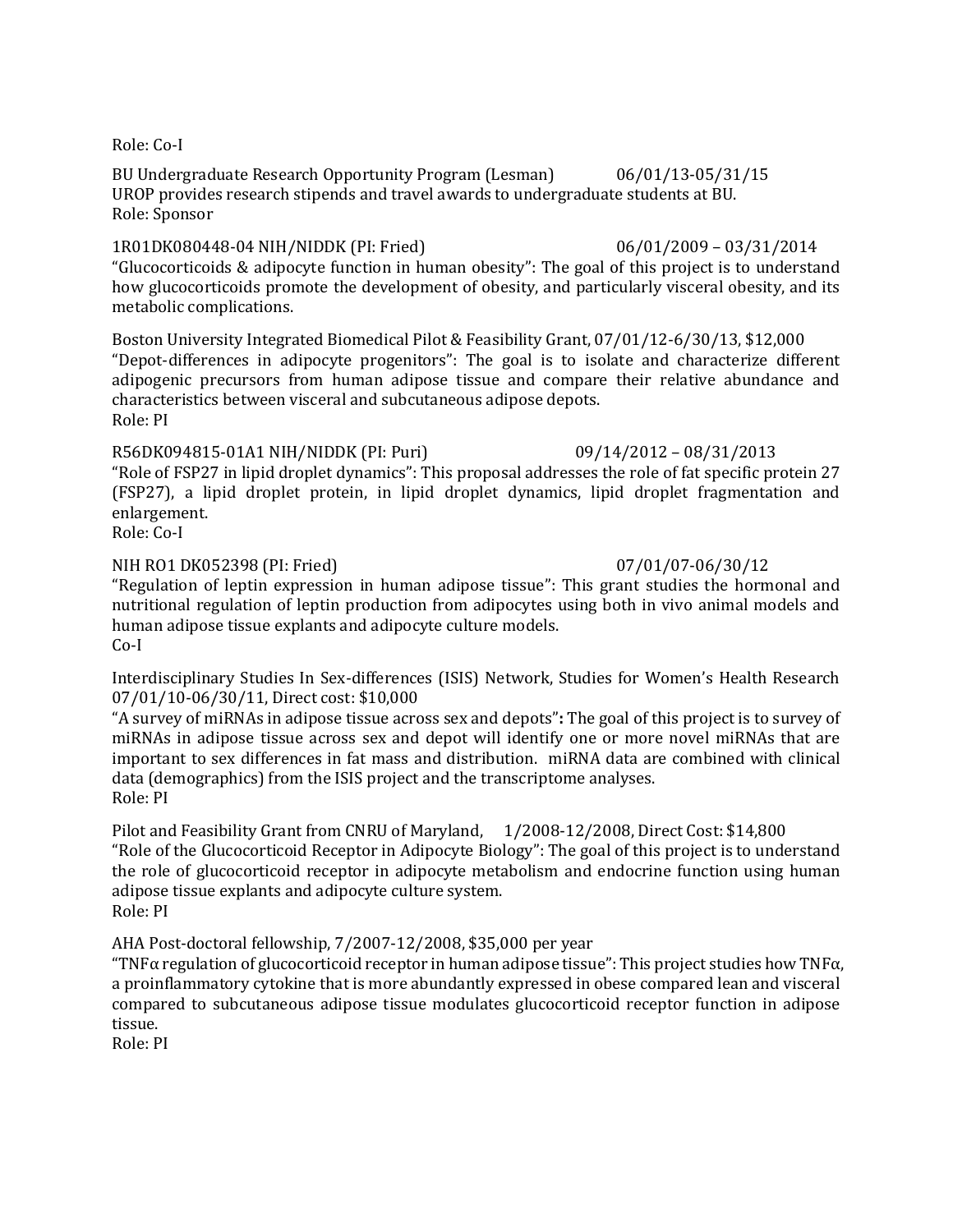Role: Co-I

BU Undergraduate Research Opportunity Program (Lesman) 06/01/13-05/31/15
UROP provides research stipends and travel awards to undergraduate students at BU.
Role: Sponsor

1R01DK080448-04 NIH/NIDDK (PI: Fried) 06/01/2009 – 03/31/2014
"Glucocorticoids & adipocyte function in human obesity": The goal of this project is to understand how glucocorticoids promote the development of obesity, and particularly visceral obesity, and its metabolic complications.

Boston University Integrated Biomedical Pilot & Feasibility Grant, 07/01/12-6/30/13, $12,000
"Depot-differences in adipocyte progenitors": The goal is to isolate and characterize different adipogenic precursors from human adipose tissue and compare their relative abundance and characteristics between visceral and subcutaneous adipose depots.
Role: PI

R56DK094815-01A1 NIH/NIDDK (PI: Puri) 09/14/2012 – 08/31/2013
"Role of FSP27 in lipid droplet dynamics": This proposal addresses the role of fat specific protein 27 (FSP27), a lipid droplet protein, in lipid droplet dynamics, lipid droplet fragmentation and enlargement.
Role: Co-I

NIH RO1 DK052398 (PI: Fried) 07/01/07-06/30/12
"Regulation of leptin expression in human adipose tissue": This grant studies the hormonal and nutritional regulation of leptin production from adipocytes using both in vivo animal models and human adipose tissue explants and adipocyte culture models.
Co-I

Interdisciplinary Studies In Sex-differences (ISIS) Network, Studies for Women's Health Research 07/01/10-06/30/11, Direct cost: $10,000
"A survey of miRNAs in adipose tissue across sex and depots"**:** The goal of this project is to survey of miRNAs in adipose tissue across sex and depot will identify one or more novel miRNAs that are important to sex differences in fat mass and distribution. miRNA data are combined with clinical data (demographics) from the ISIS project and the transcriptome analyses.
Role: PI

Pilot and Feasibility Grant from CNRU of Maryland, 1/2008-12/2008, Direct Cost: $14,800
"Role of the Glucocorticoid Receptor in Adipocyte Biology": The goal of this project is to understand the role of glucocorticoid receptor in adipocyte metabolism and endocrine function using human adipose tissue explants and adipocyte culture system.
Role: PI

AHA Post-doctoral fellowship, 7/2007-12/2008, $35,000 per year
"TNFα regulation of glucocorticoid receptor in human adipose tissue": This project studies how TNFα, a proinflammatory cytokine that is more abundantly expressed in obese compared lean and visceral compared to subcutaneous adipose tissue modulates glucocorticoid receptor function in adipose tissue.
Role: PI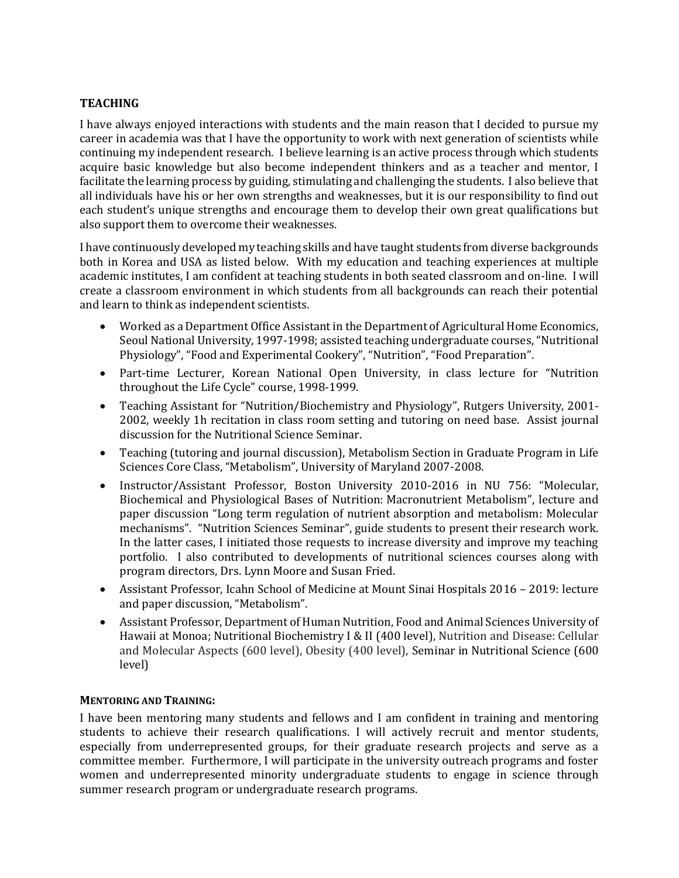## TEACHING

I have always enjoyed interactions with students and the main reason that I decided to pursue my career in academia was that I have the opportunity to work with next generation of scientists while continuing my independent research. I believe learning is an active process through which students acquire basic knowledge but also become independent thinkers and as a teacher and mentor, I facilitate the learning process by guiding, stimulating and challenging the students. I also believe that all individuals have his or her own strengths and weaknesses, but it is our responsibility to find out each student's unique strengths and encourage them to develop their own great qualifications but also support them to overcome their weaknesses.

I have continuously developed my teaching skills and have taught students from diverse backgrounds both in Korea and USA as listed below. With my education and teaching experiences at multiple academic institutes, I am confident at teaching students in both seated classroom and on-line. I will create a classroom environment in which students from all backgrounds can reach their potential and learn to think as independent scientists.

- Worked as a Department Office Assistant in the Department of Agricultural Home Economics, Seoul National University, 1997-1998; assisted teaching undergraduate courses, "Nutritional Physiology", "Food and Experimental Cookery", "Nutrition", "Food Preparation".
- Part-time Lecturer, Korean National Open University, in class lecture for "Nutrition throughout the Life Cycle" course, 1998-1999.
- Teaching Assistant for "Nutrition/Biochemistry and Physiology", Rutgers University, 2001-2002, weekly 1h recitation in class room setting and tutoring on need base. Assist journal discussion for the Nutritional Science Seminar.
- Teaching (tutoring and journal discussion), Metabolism Section in Graduate Program in Life Sciences Core Class, "Metabolism", University of Maryland 2007-2008.
- Instructor/Assistant Professor, Boston University 2010-2016 in NU 756: "Molecular, Biochemical and Physiological Bases of Nutrition: Macronutrient Metabolism", lecture and paper discussion "Long term regulation of nutrient absorption and metabolism: Molecular mechanisms". "Nutrition Sciences Seminar", guide students to present their research work. In the latter cases, I initiated those requests to increase diversity and improve my teaching portfolio. I also contributed to developments of nutritional sciences courses along with program directors, Drs. Lynn Moore and Susan Fried.
- Assistant Professor, Icahn School of Medicine at Mount Sinai Hospitals 2016 – 2019: lecture and paper discussion, "Metabolism".
- Assistant Professor, Department of Human Nutrition, Food and Animal Sciences University of Hawaii at Monoa; Nutritional Biochemistry I & II (400 level), Nutrition and Disease: Cellular and Molecular Aspects (600 level), Obesity (400 level), Seminar in Nutritional Science (600 level)

### MENTORING AND TRAINING:

I have been mentoring many students and fellows and I am confident in training and mentoring students to achieve their research qualifications. I will actively recruit and mentor students, especially from underrepresented groups, for their graduate research projects and serve as a committee member. Furthermore, I will participate in the university outreach programs and foster women and underrepresented minority undergraduate students to engage in science through summer research program or undergraduate research programs.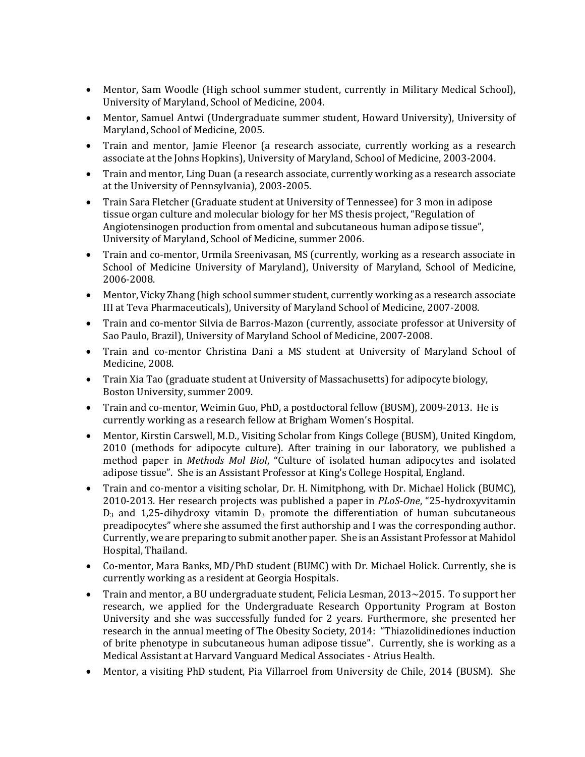- Mentor, Sam Woodle (High school summer student, currently in Military Medical School), University of Maryland, School of Medicine, 2004.
- Mentor, Samuel Antwi (Undergraduate summer student, Howard University), University of Maryland, School of Medicine, 2005.
- Train and mentor, Jamie Fleenor (a research associate, currently working as a research associate at the Johns Hopkins), University of Maryland, School of Medicine, 2003-2004.
- Train and mentor, Ling Duan (a research associate, currently working as a research associate at the University of Pennsylvania), 2003-2005.
- Train Sara Fletcher (Graduate student at University of Tennessee) for 3 mon in adipose tissue organ culture and molecular biology for her MS thesis project, "Regulation of Angiotensinogen production from omental and subcutaneous human adipose tissue", University of Maryland, School of Medicine, summer 2006.
- Train and co-mentor, Urmila Sreenivasan, MS (currently, working as a research associate in School of Medicine University of Maryland), University of Maryland, School of Medicine, 2006-2008.
- Mentor, Vicky Zhang (high school summer student, currently working as a research associate III at Teva Pharmaceuticals), University of Maryland School of Medicine, 2007-2008.
- Train and co-mentor Silvia de Barros-Mazon (currently, associate professor at University of Sao Paulo, Brazil), University of Maryland School of Medicine, 2007-2008.
- Train and co-mentor Christina Dani a MS student at University of Maryland School of Medicine, 2008.
- Train Xia Tao (graduate student at University of Massachusetts) for adipocyte biology, Boston University, summer 2009.
- Train and co-mentor, Weimin Guo, PhD, a postdoctoral fellow (BUSM), 2009-2013. He is currently working as a research fellow at Brigham Women's Hospital.
- Mentor, Kirstin Carswell, M.D., Visiting Scholar from Kings College (BUSM), United Kingdom, 2010 (methods for adipocyte culture). After training in our laboratory, we published a method paper in *Methods Mol Biol*, "Culture of isolated human adipocytes and isolated adipose tissue". She is an Assistant Professor at King's College Hospital, England.
- Train and co-mentor a visiting scholar, Dr. H. Nimitphong, with Dr. Michael Holick (BUMC), 2010-2013. Her research projects was published a paper in *PLoS-One*, "25-hydroxyvitamin $D_3$ and 1,25-dihydroxy vitamin $D_3$ promote the differentiation of human subcutaneous preadipocytes" where she assumed the first authorship and I was the corresponding author. Currently, we are preparing to submit another paper. She is an Assistant Professor at Mahidol Hospital, Thailand.
- Co-mentor, Mara Banks, MD/PhD student (BUMC) with Dr. Michael Holick. Currently, she is currently working as a resident at Georgia Hospitals.
- Train and mentor, a BU undergraduate student, Felicia Lesman, 2013~2015. To support her research, we applied for the Undergraduate Research Opportunity Program at Boston University and she was successfully funded for 2 years. Furthermore, she presented her research in the annual meeting of The Obesity Society, 2014: "Thiazolidinediones induction of brite phenotype in subcutaneous human adipose tissue". Currently, she is working as a Medical Assistant at Harvard Vanguard Medical Associates - Atrius Health.
- Mentor, a visiting PhD student, Pia Villarroel from University de Chile, 2014 (BUSM). She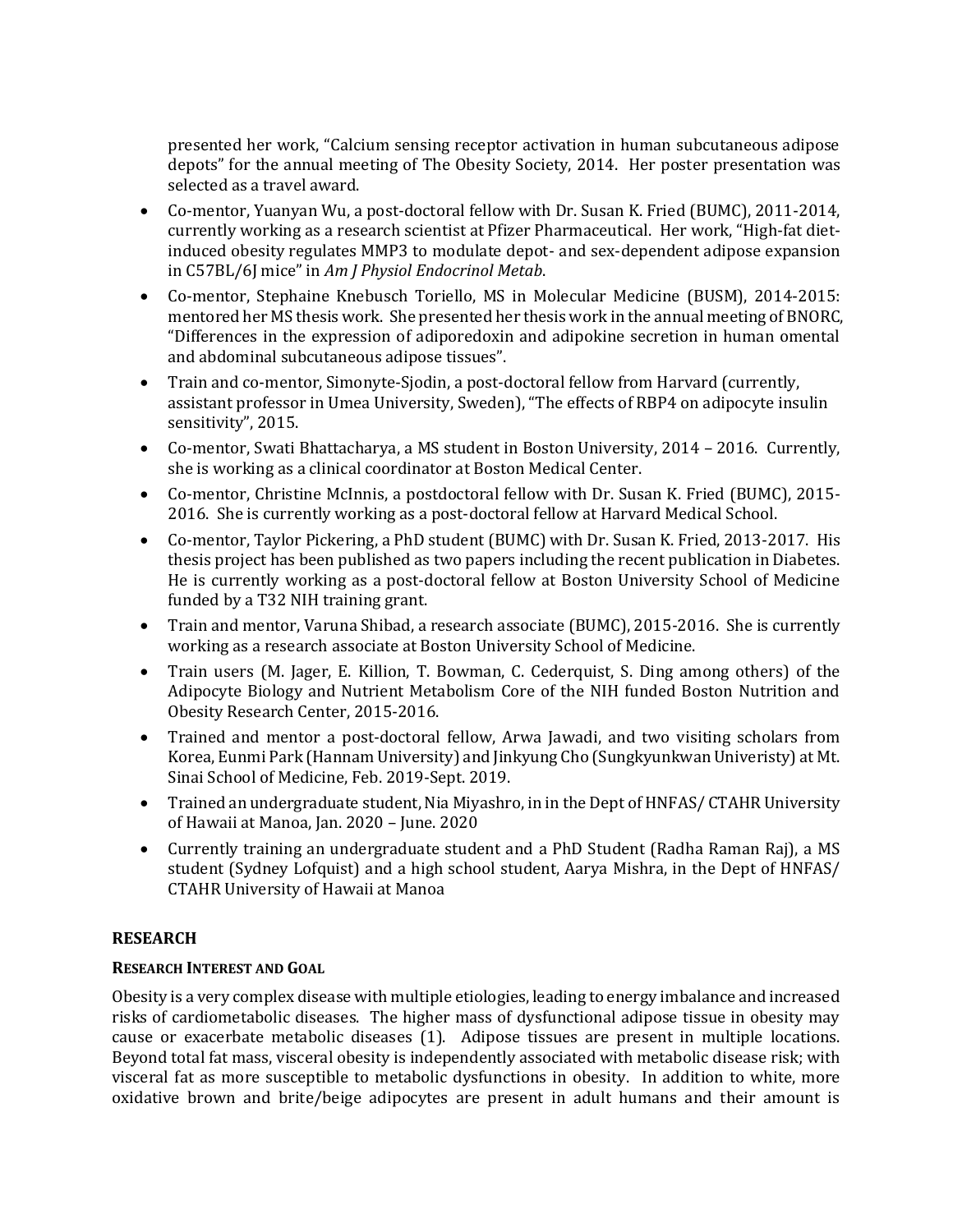presented her work, "Calcium sensing receptor activation in human subcutaneous adipose depots" for the annual meeting of The Obesity Society, 2014. Her poster presentation was selected as a travel award.

- Co-mentor, Yuanyan Wu, a post-doctoral fellow with Dr. Susan K. Fried (BUMC), 2011-2014, currently working as a research scientist at Pfizer Pharmaceutical. Her work, "High-fat diet-induced obesity regulates MMP3 to modulate depot- and sex-dependent adipose expansion in C57BL/6J mice" in *Am J Physiol Endocrinol Metab*.
- Co-mentor, Stephaine Knebusch Toriello, MS in Molecular Medicine (BUSM), 2014-2015: mentored her MS thesis work. She presented her thesis work in the annual meeting of BNORC, "Differences in the expression of adiporedoxin and adipokine secretion in human omental and abdominal subcutaneous adipose tissues".
- Train and co-mentor, Simonyte-Sjodin, a post-doctoral fellow from Harvard (currently, assistant professor in Umea University, Sweden), "The effects of RBP4 on adipocyte insulin sensitivity", 2015.
- Co-mentor, Swati Bhattacharya, a MS student in Boston University, 2014 – 2016. Currently, she is working as a clinical coordinator at Boston Medical Center.
- Co-mentor, Christine McInnis, a postdoctoral fellow with Dr. Susan K. Fried (BUMC), 2015-2016. She is currently working as a post-doctoral fellow at Harvard Medical School.
- Co-mentor, Taylor Pickering, a PhD student (BUMC) with Dr. Susan K. Fried, 2013-2017. His thesis project has been published as two papers including the recent publication in Diabetes. He is currently working as a post-doctoral fellow at Boston University School of Medicine funded by a T32 NIH training grant.
- Train and mentor, Varuna Shibad, a research associate (BUMC), 2015-2016. She is currently working as a research associate at Boston University School of Medicine.
- Train users (M. Jager, E. Killion, T. Bowman, C. Cederquist, S. Ding among others) of the Adipocyte Biology and Nutrient Metabolism Core of the NIH funded Boston Nutrition and Obesity Research Center, 2015-2016.
- Trained and mentor a post-doctoral fellow, Arwa Jawadi, and two visiting scholars from Korea, Eunmi Park (Hannam University) and Jinkyung Cho (Sungkyunkwan Univeristy) at Mt. Sinai School of Medicine, Feb. 2019-Sept. 2019.
- Trained an undergraduate student, Nia Miyashro, in in the Dept of HNFAS/ CTAHR University of Hawaii at Manoa, Jan. 2020 – June. 2020
- Currently training an undergraduate student and a PhD Student (Radha Raman Raj), a MS student (Sydney Lofquist) and a high school student, Aarya Mishra, in the Dept of HNFAS/ CTAHR University of Hawaii at Manoa

## RESEARCH

### RESEARCH INTEREST AND GOAL

Obesity is a very complex disease with multiple etiologies, leading to energy imbalance and increased risks of cardiometabolic diseases. The higher mass of dysfunctional adipose tissue in obesity may cause or exacerbate metabolic diseases (1). Adipose tissues are present in multiple locations. Beyond total fat mass, visceral obesity is independently associated with metabolic disease risk; with visceral fat as more susceptible to metabolic dysfunctions in obesity. In addition to white, more oxidative brown and brite/beige adipocytes are present in adult humans and their amount is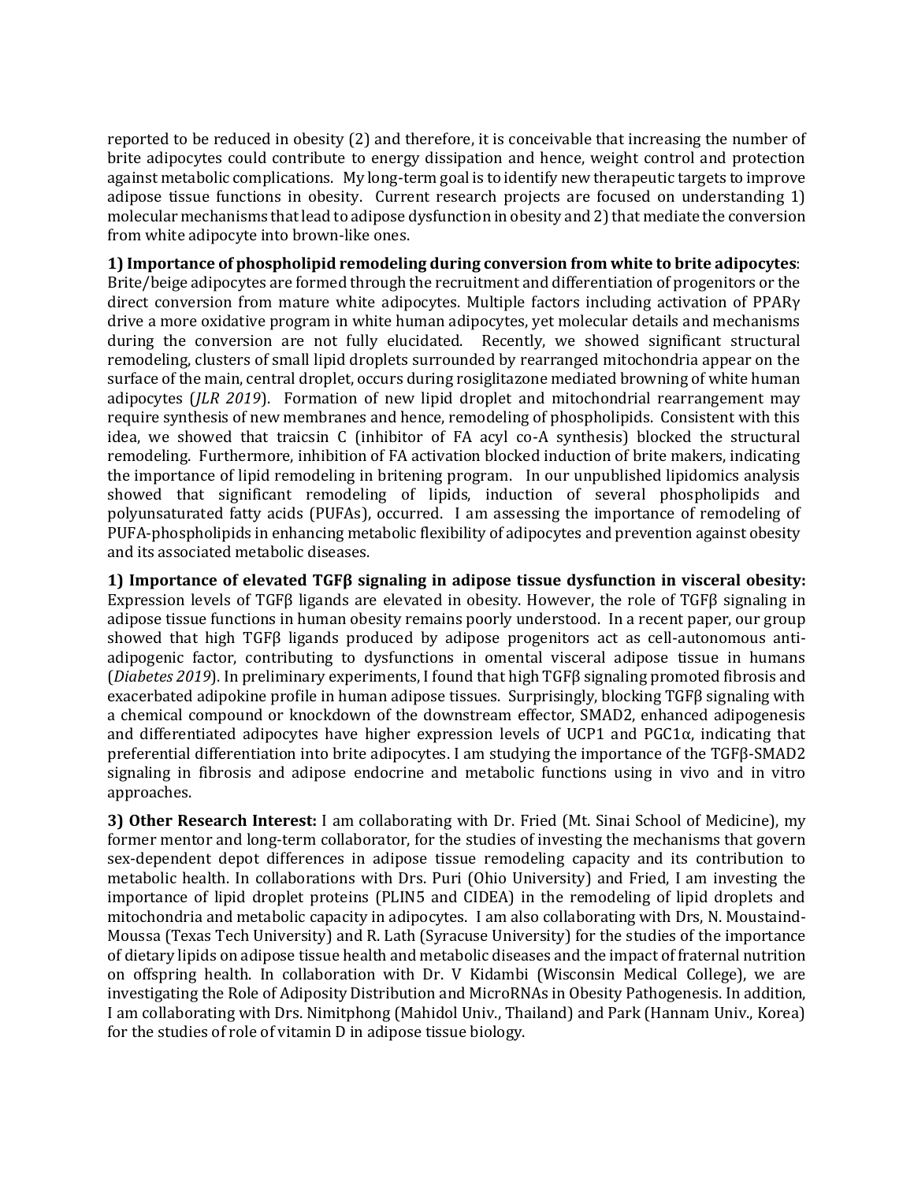reported to be reduced in obesity (2) and therefore, it is conceivable that increasing the number of brite adipocytes could contribute to energy dissipation and hence, weight control and protection against metabolic complications. My long-term goal is to identify new therapeutic targets to improve adipose tissue functions in obesity. Current research projects are focused on understanding 1) molecular mechanisms that lead to adipose dysfunction in obesity and 2) that mediate the conversion from white adipocyte into brown-like ones.

**1) Importance of phospholipid remodeling during conversion from white to brite adipocytes**: Brite/beige adipocytes are formed through the recruitment and differentiation of progenitors or the direct conversion from mature white adipocytes. Multiple factors including activation of PPARγ drive a more oxidative program in white human adipocytes, yet molecular details and mechanisms during the conversion are not fully elucidated. Recently, we showed significant structural remodeling, clusters of small lipid droplets surrounded by rearranged mitochondria appear on the surface of the main, central droplet, occurs during rosiglitazone mediated browning of white human adipocytes (*JLR 2019*). Formation of new lipid droplet and mitochondrial rearrangement may require synthesis of new membranes and hence, remodeling of phospholipids. Consistent with this idea, we showed that traicsin C (inhibitor of FA acyl co-A synthesis) blocked the structural remodeling. Furthermore, inhibition of FA activation blocked induction of brite makers, indicating the importance of lipid remodeling in britening program. In our unpublished lipidomics analysis showed that significant remodeling of lipids, induction of several phospholipids and polyunsaturated fatty acids (PUFAs), occurred. I am assessing the importance of remodeling of PUFA-phospholipids in enhancing metabolic flexibility of adipocytes and prevention against obesity and its associated metabolic diseases.

**1) Importance of elevated TGFβ signaling in adipose tissue dysfunction in visceral obesity:** Expression levels of TGFβ ligands are elevated in obesity. However, the role of TGFβ signaling in adipose tissue functions in human obesity remains poorly understood. In a recent paper, our group showed that high TGFβ ligands produced by adipose progenitors act as cell-autonomous anti-adipogenic factor, contributing to dysfunctions in omental visceral adipose tissue in humans (*Diabetes 2019*). In preliminary experiments, I found that high TGFβ signaling promoted fibrosis and exacerbated adipokine profile in human adipose tissues. Surprisingly, blocking TGFβ signaling with a chemical compound or knockdown of the downstream effector, SMAD2, enhanced adipogenesis and differentiated adipocytes have higher expression levels of UCP1 and PGC1α, indicating that preferential differentiation into brite adipocytes. I am studying the importance of the TGFβ-SMAD2 signaling in fibrosis and adipose endocrine and metabolic functions using in vivo and in vitro approaches.

**3) Other Research Interest:** I am collaborating with Dr. Fried (Mt. Sinai School of Medicine), my former mentor and long-term collaborator, for the studies of investing the mechanisms that govern sex-dependent depot differences in adipose tissue remodeling capacity and its contribution to metabolic health. In collaborations with Drs. Puri (Ohio University) and Fried, I am investing the importance of lipid droplet proteins (PLIN5 and CIDEA) in the remodeling of lipid droplets and mitochondria and metabolic capacity in adipocytes. I am also collaborating with Drs, N. Moustaind-Moussa (Texas Tech University) and R. Lath (Syracuse University) for the studies of the importance of dietary lipids on adipose tissue health and metabolic diseases and the impact of fraternal nutrition on offspring health. In collaboration with Dr. V Kidambi (Wisconsin Medical College), we are investigating the Role of Adiposity Distribution and MicroRNAs in Obesity Pathogenesis. In addition, I am collaborating with Drs. Nimitphong (Mahidol Univ., Thailand) and Park (Hannam Univ., Korea) for the studies of role of vitamin D in adipose tissue biology.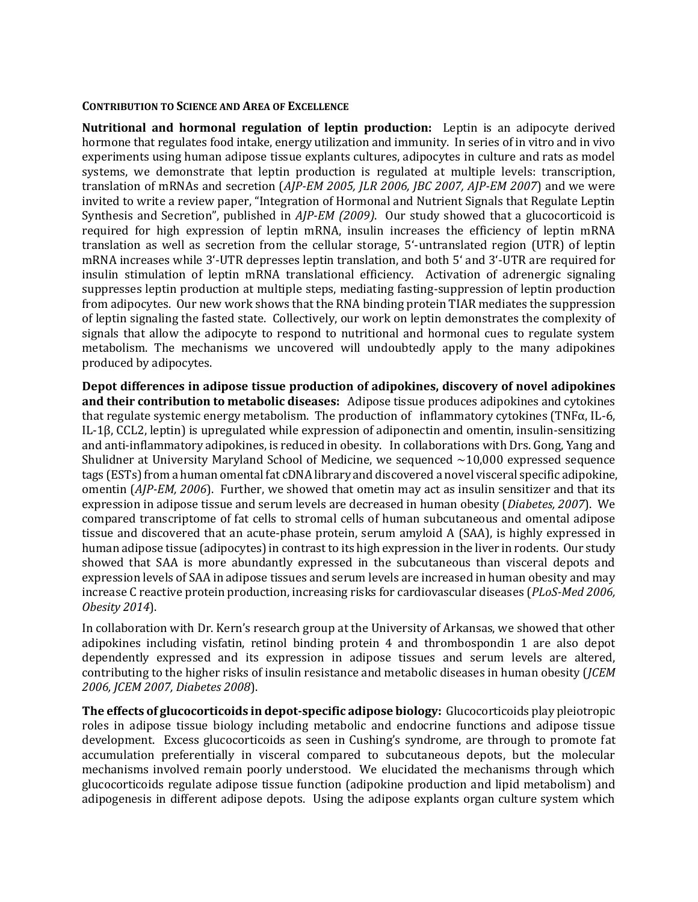**CONTRIBUTION TO SCIENCE AND AREA OF EXCELLENCE**

**Nutritional and hormonal regulation of leptin production:** Leptin is an adipocyte derived hormone that regulates food intake, energy utilization and immunity. In series of in vitro and in vivo experiments using human adipose tissue explants cultures, adipocytes in culture and rats as model systems, we demonstrate that leptin production is regulated at multiple levels: transcription, translation of mRNAs and secretion (*AJP-EM 2005, JLR 2006, JBC 2007, AJP-EM 2007*) and we were invited to write a review paper, "Integration of Hormonal and Nutrient Signals that Regulate Leptin Synthesis and Secretion", published in *AJP-EM (2009)*. Our study showed that a glucocorticoid is required for high expression of leptin mRNA, insulin increases the efficiency of leptin mRNA translation as well as secretion from the cellular storage, 5'-untranslated region (UTR) of leptin mRNA increases while 3'-UTR depresses leptin translation, and both 5' and 3'-UTR are required for insulin stimulation of leptin mRNA translational efficiency. Activation of adrenergic signaling suppresses leptin production at multiple steps, mediating fasting-suppression of leptin production from adipocytes. Our new work shows that the RNA binding protein TIAR mediates the suppression of leptin signaling the fasted state. Collectively, our work on leptin demonstrates the complexity of signals that allow the adipocyte to respond to nutritional and hormonal cues to regulate system metabolism. The mechanisms we uncovered will undoubtedly apply to the many adipokines produced by adipocytes.

**Depot differences in adipose tissue production of adipokines, discovery of novel adipokines and their contribution to metabolic diseases:** Adipose tissue produces adipokines and cytokines that regulate systemic energy metabolism. The production of inflammatory cytokines (TNFα, IL-6, IL-1β, CCL2, leptin) is upregulated while expression of adiponectin and omentin, insulin-sensitizing and anti-inflammatory adipokines, is reduced in obesity. In collaborations with Drs. Gong, Yang and Shulidner at University Maryland School of Medicine, we sequenced ~10,000 expressed sequence tags (ESTs) from a human omental fat cDNA library and discovered a novel visceral specific adipokine, omentin (*AJP-EM, 2006*). Further, we showed that ometin may act as insulin sensitizer and that its expression in adipose tissue and serum levels are decreased in human obesity (*Diabetes, 2007*). We compared transcriptome of fat cells to stromal cells of human subcutaneous and omental adipose tissue and discovered that an acute-phase protein, serum amyloid A (SAA), is highly expressed in human adipose tissue (adipocytes) in contrast to its high expression in the liver in rodents. Our study showed that SAA is more abundantly expressed in the subcutaneous than visceral depots and expression levels of SAA in adipose tissues and serum levels are increased in human obesity and may increase C reactive protein production, increasing risks for cardiovascular diseases (*PLoS-Med 2006, Obesity 2014*).

In collaboration with Dr. Kern's research group at the University of Arkansas, we showed that other adipokines including visfatin, retinol binding protein 4 and thrombospondin 1 are also depot dependently expressed and its expression in adipose tissues and serum levels are altered, contributing to the higher risks of insulin resistance and metabolic diseases in human obesity (*JCEM 2006, JCEM 2007, Diabetes 2008*).

**The effects of glucocorticoids in depot-specific adipose biology:** Glucocorticoids play pleiotropic roles in adipose tissue biology including metabolic and endocrine functions and adipose tissue development. Excess glucocorticoids as seen in Cushing's syndrome, are through to promote fat accumulation preferentially in visceral compared to subcutaneous depots, but the molecular mechanisms involved remain poorly understood. We elucidated the mechanisms through which glucocorticoids regulate adipose tissue function (adipokine production and lipid metabolism) and adipogenesis in different adipose depots. Using the adipose explants organ culture system which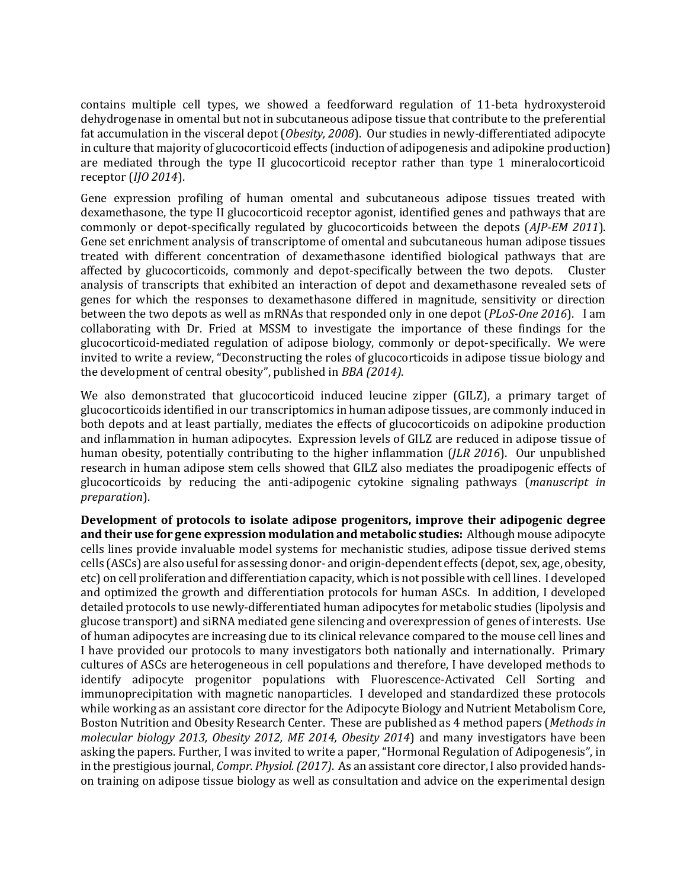contains multiple cell types, we showed a feedforward regulation of 11-beta hydroxysteroid dehydrogenase in omental but not in subcutaneous adipose tissue that contribute to the preferential fat accumulation in the visceral depot (*Obesity, 2008*). Our studies in newly-differentiated adipocyte in culture that majority of glucocorticoid effects (induction of adipogenesis and adipokine production) are mediated through the type II glucocorticoid receptor rather than type 1 mineralocorticoid receptor (*IJO 2014*).

Gene expression profiling of human omental and subcutaneous adipose tissues treated with dexamethasone, the type II glucocorticoid receptor agonist, identified genes and pathways that are commonly or depot-specifically regulated by glucocorticoids between the depots (*AJP-EM 2011*). Gene set enrichment analysis of transcriptome of omental and subcutaneous human adipose tissues treated with different concentration of dexamethasone identified biological pathways that are affected by glucocorticoids, commonly and depot-specifically between the two depots. Cluster analysis of transcripts that exhibited an interaction of depot and dexamethasone revealed sets of genes for which the responses to dexamethasone differed in magnitude, sensitivity or direction between the two depots as well as mRNAs that responded only in one depot (*PLoS-One 2016*). I am collaborating with Dr. Fried at MSSM to investigate the importance of these findings for the glucocorticoid-mediated regulation of adipose biology, commonly or depot-specifically. We were invited to write a review, "Deconstructing the roles of glucocorticoids in adipose tissue biology and the development of central obesity", published in *BBA (2014)*.

We also demonstrated that glucocorticoid induced leucine zipper (GILZ), a primary target of glucocorticoids identified in our transcriptomics in human adipose tissues, are commonly induced in both depots and at least partially, mediates the effects of glucocorticoids on adipokine production and inflammation in human adipocytes. Expression levels of GILZ are reduced in adipose tissue of human obesity, potentially contributing to the higher inflammation (*JLR 2016*). Our unpublished research in human adipose stem cells showed that GILZ also mediates the proadipogenic effects of glucocorticoids by reducing the anti-adipogenic cytokine signaling pathways (*manuscript in preparation*).

**Development of protocols to isolate adipose progenitors, improve their adipogenic degree and their use for gene expression modulation and metabolic studies:** Although mouse adipocyte cells lines provide invaluable model systems for mechanistic studies, adipose tissue derived stems cells (ASCs) are also useful for assessing donor- and origin-dependent effects (depot, sex, age, obesity, etc) on cell proliferation and differentiation capacity, which is not possible with cell lines. I developed and optimized the growth and differentiation protocols for human ASCs. In addition, I developed detailed protocols to use newly-differentiated human adipocytes for metabolic studies (lipolysis and glucose transport) and siRNA mediated gene silencing and overexpression of genes of interests. Use of human adipocytes are increasing due to its clinical relevance compared to the mouse cell lines and I have provided our protocols to many investigators both nationally and internationally. Primary cultures of ASCs are heterogeneous in cell populations and therefore, I have developed methods to identify adipocyte progenitor populations with Fluorescence-Activated Cell Sorting and immunoprecipitation with magnetic nanoparticles. I developed and standardized these protocols while working as an assistant core director for the Adipocyte Biology and Nutrient Metabolism Core, Boston Nutrition and Obesity Research Center. These are published as 4 method papers (*Methods in molecular biology 2013, Obesity 2012, ME 2014, Obesity 2014*) and many investigators have been asking the papers. Further, I was invited to write a paper, "Hormonal Regulation of Adipogenesis", in in the prestigious journal, *Compr. Physiol. (2017)*. As an assistant core director, I also provided hands-on training on adipose tissue biology as well as consultation and advice on the experimental design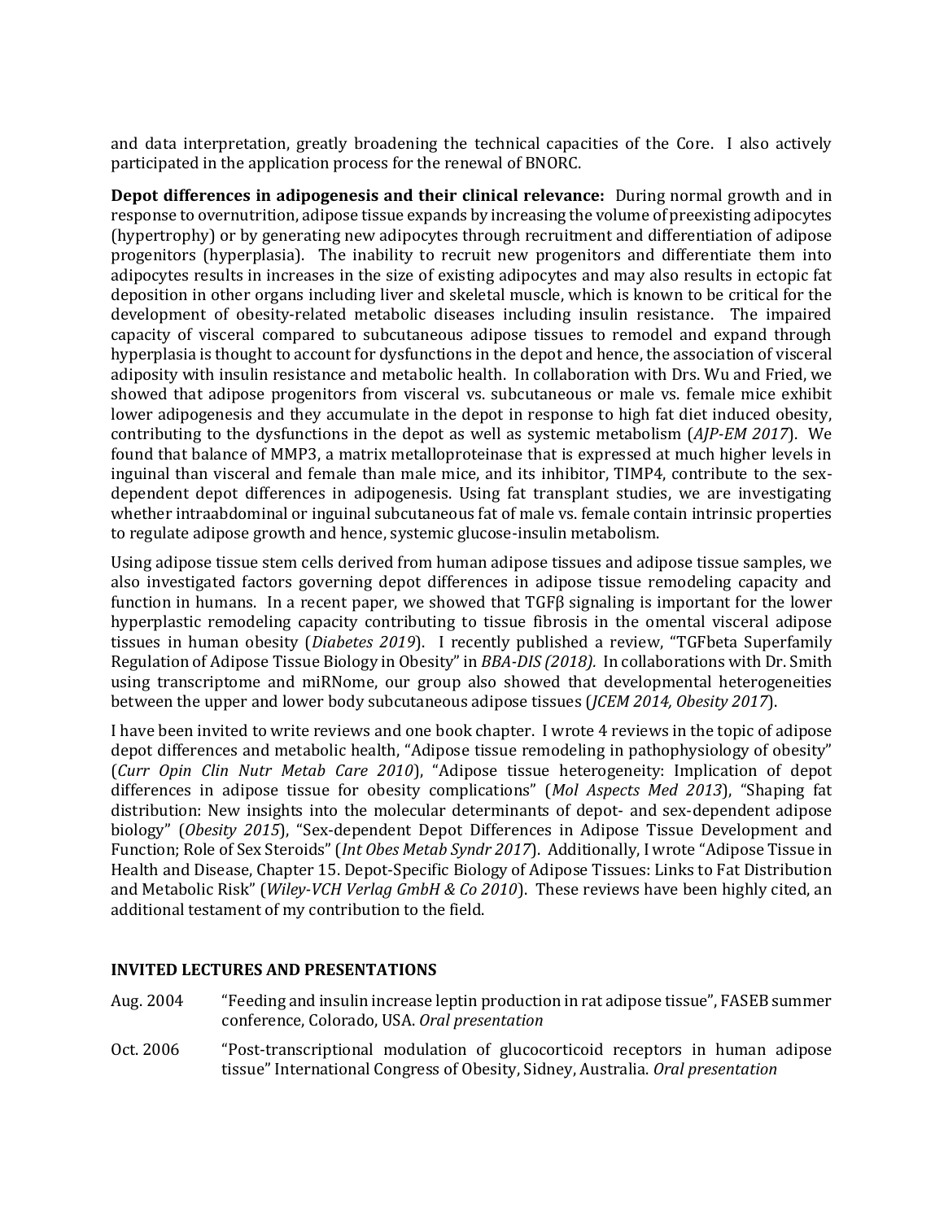and data interpretation, greatly broadening the technical capacities of the Core. I also actively participated in the application process for the renewal of BNORC.

**Depot differences in adipogenesis and their clinical relevance:** During normal growth and in response to overnutrition, adipose tissue expands by increasing the volume of preexisting adipocytes (hypertrophy) or by generating new adipocytes through recruitment and differentiation of adipose progenitors (hyperplasia). The inability to recruit new progenitors and differentiate them into adipocytes results in increases in the size of existing adipocytes and may also results in ectopic fat deposition in other organs including liver and skeletal muscle, which is known to be critical for the development of obesity-related metabolic diseases including insulin resistance. The impaired capacity of visceral compared to subcutaneous adipose tissues to remodel and expand through hyperplasia is thought to account for dysfunctions in the depot and hence, the association of visceral adiposity with insulin resistance and metabolic health. In collaboration with Drs. Wu and Fried, we showed that adipose progenitors from visceral vs. subcutaneous or male vs. female mice exhibit lower adipogenesis and they accumulate in the depot in response to high fat diet induced obesity, contributing to the dysfunctions in the depot as well as systemic metabolism (*AJP-EM 2017*). We found that balance of MMP3, a matrix metalloproteinase that is expressed at much higher levels in inguinal than visceral and female than male mice, and its inhibitor, TIMP4, contribute to the sex-dependent depot differences in adipogenesis. Using fat transplant studies, we are investigating whether intraabdominal or inguinal subcutaneous fat of male vs. female contain intrinsic properties to regulate adipose growth and hence, systemic glucose-insulin metabolism.

Using adipose tissue stem cells derived from human adipose tissues and adipose tissue samples, we also investigated factors governing depot differences in adipose tissue remodeling capacity and function in humans. In a recent paper, we showed that TGFβ signaling is important for the lower hyperplastic remodeling capacity contributing to tissue fibrosis in the omental visceral adipose tissues in human obesity (*Diabetes 2019*). I recently published a review, "TGFbeta Superfamily Regulation of Adipose Tissue Biology in Obesity" in *BBA-DIS (2018).* In collaborations with Dr. Smith using transcriptome and miRNome, our group also showed that developmental heterogeneities between the upper and lower body subcutaneous adipose tissues (*JCEM 2014, Obesity 2017*).

I have been invited to write reviews and one book chapter. I wrote 4 reviews in the topic of adipose depot differences and metabolic health, "Adipose tissue remodeling in pathophysiology of obesity" (*Curr Opin Clin Nutr Metab Care 2010*), "Adipose tissue heterogeneity: Implication of depot differences in adipose tissue for obesity complications" (*Mol Aspects Med 2013*), "Shaping fat distribution: New insights into the molecular determinants of depot- and sex-dependent adipose biology" (*Obesity 2015*), "Sex-dependent Depot Differences in Adipose Tissue Development and Function; Role of Sex Steroids" (*Int Obes Metab Syndr 2017*). Additionally, I wrote "Adipose Tissue in Health and Disease, Chapter 15. Depot-Specific Biology of Adipose Tissues: Links to Fat Distribution and Metabolic Risk" (*Wiley-VCH Verlag GmbH & Co 2010*). These reviews have been highly cited, an additional testament of my contribution to the field.

## INVITED LECTURES AND PRESENTATIONS

Aug. 2004 — "Feeding and insulin increase leptin production in rat adipose tissue", FASEB summer conference, Colorado, USA. *Oral presentation*

Oct. 2006 — "Post-transcriptional modulation of glucocorticoid receptors in human adipose tissue" International Congress of Obesity, Sidney, Australia. *Oral presentation*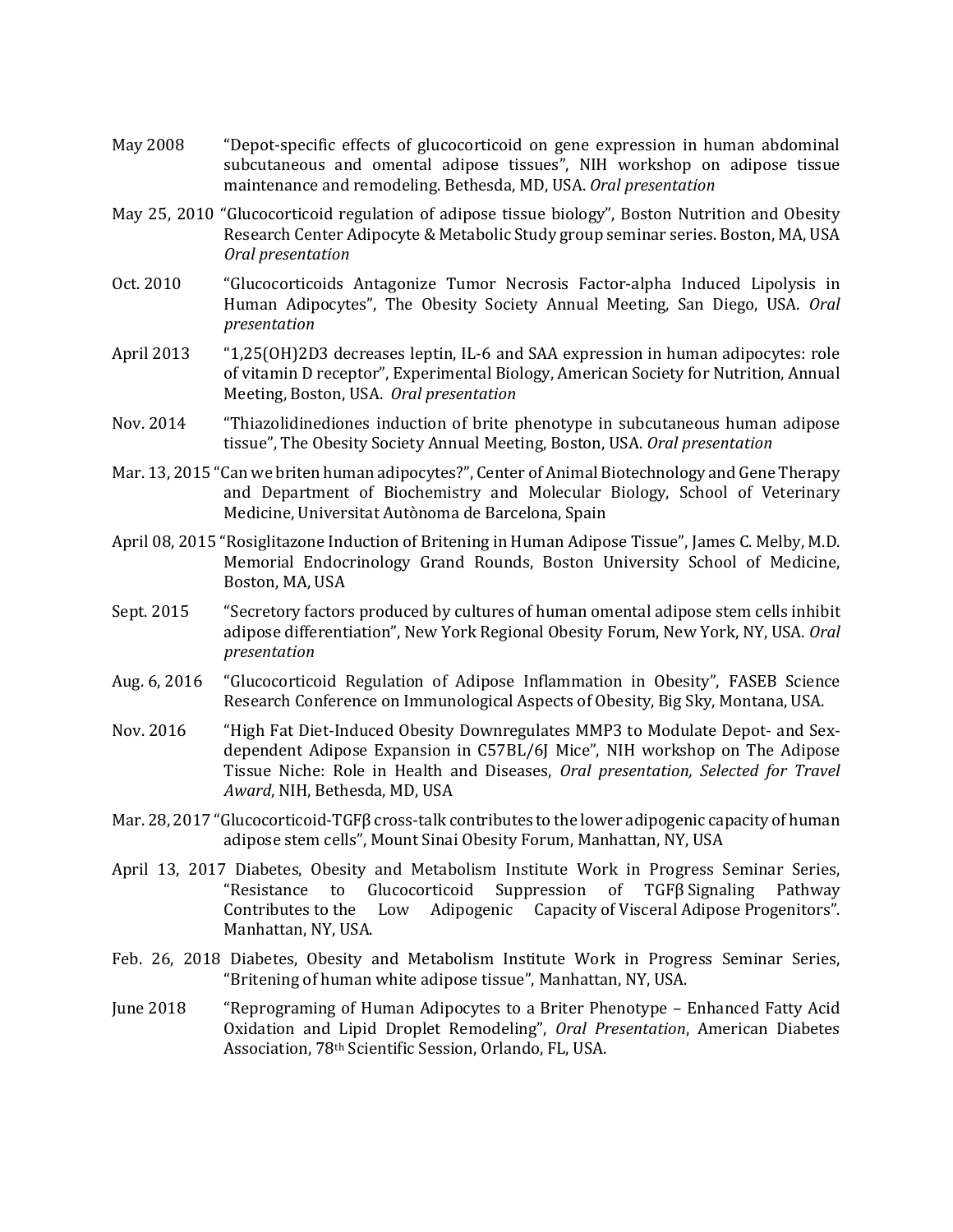May 2008 "Depot-specific effects of glucocorticoid on gene expression in human abdominal subcutaneous and omental adipose tissues", NIH workshop on adipose tissue maintenance and remodeling. Bethesda, MD, USA. *Oral presentation*

May 25, 2010 "Glucocorticoid regulation of adipose tissue biology", Boston Nutrition and Obesity Research Center Adipocyte & Metabolic Study group seminar series. Boston, MA, USA *Oral presentation*

Oct. 2010 "Glucocorticoids Antagonize Tumor Necrosis Factor-alpha Induced Lipolysis in Human Adipocytes", The Obesity Society Annual Meeting, San Diego, USA. *Oral presentation*

April 2013 "1,25(OH)2D3 decreases leptin, IL-6 and SAA expression in human adipocytes: role of vitamin D receptor", Experimental Biology, American Society for Nutrition, Annual Meeting, Boston, USA. *Oral presentation*

Nov. 2014 "Thiazolidinediones induction of brite phenotype in subcutaneous human adipose tissue", The Obesity Society Annual Meeting, Boston, USA. *Oral presentation*

Mar. 13, 2015 "Can we briten human adipocytes?", Center of Animal Biotechnology and Gene Therapy and Department of Biochemistry and Molecular Biology, School of Veterinary Medicine, Universitat Autònoma de Barcelona, Spain

April 08, 2015 "Rosiglitazone Induction of Britening in Human Adipose Tissue", James C. Melby, M.D. Memorial Endocrinology Grand Rounds, Boston University School of Medicine, Boston, MA, USA

Sept. 2015 "Secretory factors produced by cultures of human omental adipose stem cells inhibit adipose differentiation", New York Regional Obesity Forum, New York, NY, USA. *Oral presentation*

Aug. 6, 2016 "Glucocorticoid Regulation of Adipose Inflammation in Obesity", FASEB Science Research Conference on Immunological Aspects of Obesity, Big Sky, Montana, USA.

Nov. 2016 "High Fat Diet-Induced Obesity Downregulates MMP3 to Modulate Depot- and Sex-dependent Adipose Expansion in C57BL/6J Mice", NIH workshop on The Adipose Tissue Niche: Role in Health and Diseases, *Oral presentation, Selected for Travel Award*, NIH, Bethesda, MD, USA

Mar. 28, 2017 "Glucocorticoid-TGFβ cross-talk contributes to the lower adipogenic capacity of human adipose stem cells", Mount Sinai Obesity Forum, Manhattan, NY, USA

April 13, 2017 Diabetes, Obesity and Metabolism Institute Work in Progress Seminar Series, "Resistance to Glucocorticoid Suppression of TGFβ Signaling Pathway Contributes to the Low Adipogenic Capacity of Visceral Adipose Progenitors". Manhattan, NY, USA.

Feb. 26, 2018 Diabetes, Obesity and Metabolism Institute Work in Progress Seminar Series, "Britening of human white adipose tissue", Manhattan, NY, USA.

June 2018 "Reprograming of Human Adipocytes to a Briter Phenotype – Enhanced Fatty Acid Oxidation and Lipid Droplet Remodeling", *Oral Presentation*, American Diabetes Association, 78th Scientific Session, Orlando, FL, USA.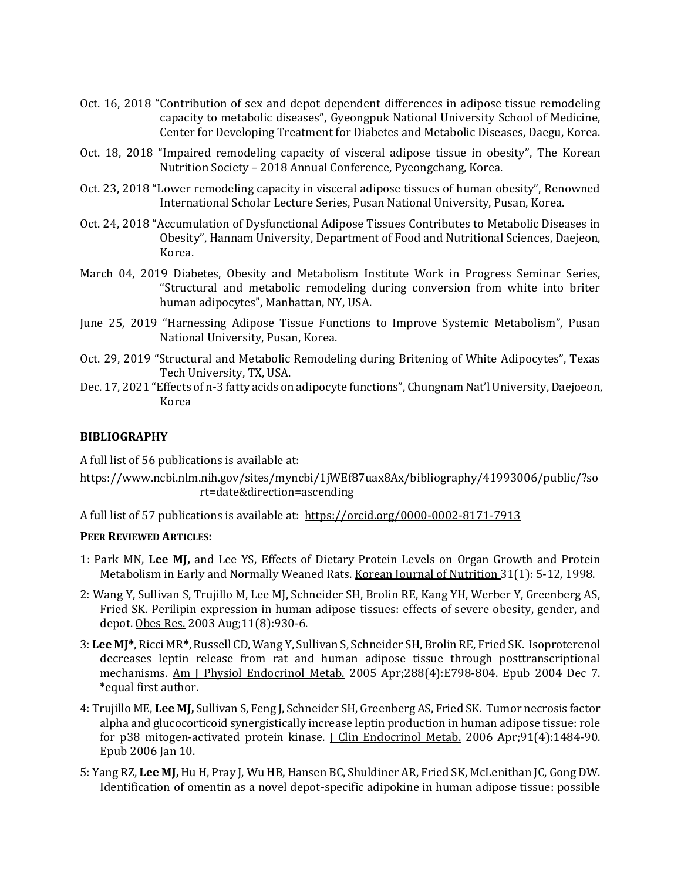Oct. 16, 2018 “Contribution of sex and depot dependent differences in adipose tissue remodeling capacity to metabolic diseases”, Gyeongpuk National University School of Medicine, Center for Developing Treatment for Diabetes and Metabolic Diseases, Daegu, Korea.

Oct. 18, 2018 “Impaired remodeling capacity of visceral adipose tissue in obesity”, The Korean Nutrition Society – 2018 Annual Conference, Pyeongchang, Korea.

Oct. 23, 2018 “Lower remodeling capacity in visceral adipose tissues of human obesity”, Renowned International Scholar Lecture Series, Pusan National University, Pusan, Korea.

Oct. 24, 2018 “Accumulation of Dysfunctional Adipose Tissues Contributes to Metabolic Diseases in Obesity”, Hannam University, Department of Food and Nutritional Sciences, Daejeon, Korea.

March 04, 2019 Diabetes, Obesity and Metabolism Institute Work in Progress Seminar Series, “Structural and metabolic remodeling during conversion from white into briter human adipocytes”, Manhattan, NY, USA.

June 25, 2019 “Harnessing Adipose Tissue Functions to Improve Systemic Metabolism”, Pusan National University, Pusan, Korea.

Oct. 29, 2019 “Structural and Metabolic Remodeling during Britening of White Adipocytes”, Texas Tech University, TX, USA.

Dec. 17, 2021 “Effects of n-3 fatty acids on adipocyte functions”, Chungnam Nat’l University, Daejoeon, Korea

### BIBLIOGRAPHY

A full list of 56 publications is available at:

https://www.ncbi.nlm.nih.gov/sites/myncbi/1jWEf87uax8Ax/bibliography/41993006/public/?sort=date&direction=ascending

A full list of 57 publications is available at: https://orcid.org/0000-0002-8171-7913

**PEER REVIEWED ARTICLES:**

1: Park MN, **Lee MJ,** and Lee YS, Effects of Dietary Protein Levels on Organ Growth and Protein Metabolism in Early and Normally Weaned Rats. Korean Journal of Nutrition 31(1): 5-12, 1998.

2: Wang Y, Sullivan S, Trujillo M, Lee MJ, Schneider SH, Brolin RE, Kang YH, Werber Y, Greenberg AS, Fried SK. Perilipin expression in human adipose tissues: effects of severe obesity, gender, and depot. Obes Res. 2003 Aug;11(8):930-6.

3: **Lee MJ***, Ricci MR*, Russell CD, Wang Y, Sullivan S, Schneider SH, Brolin RE, Fried SK. Isoproterenol decreases leptin release from rat and human adipose tissue through posttranscriptional mechanisms. Am J Physiol Endocrinol Metab. 2005 Apr;288(4):E798-804. Epub 2004 Dec 7. *equal first author.

4: Trujillo ME, **Lee MJ,** Sullivan S, Feng J, Schneider SH, Greenberg AS, Fried SK. Tumor necrosis factor alpha and glucocorticoid synergistically increase leptin production in human adipose tissue: role for p38 mitogen-activated protein kinase. J Clin Endocrinol Metab. 2006 Apr;91(4):1484-90. Epub 2006 Jan 10.

5: Yang RZ, **Lee MJ,** Hu H, Pray J, Wu HB, Hansen BC, Shuldiner AR, Fried SK, McLenithan JC, Gong DW. Identification of omentin as a novel depot-specific adipokine in human adipose tissue: possible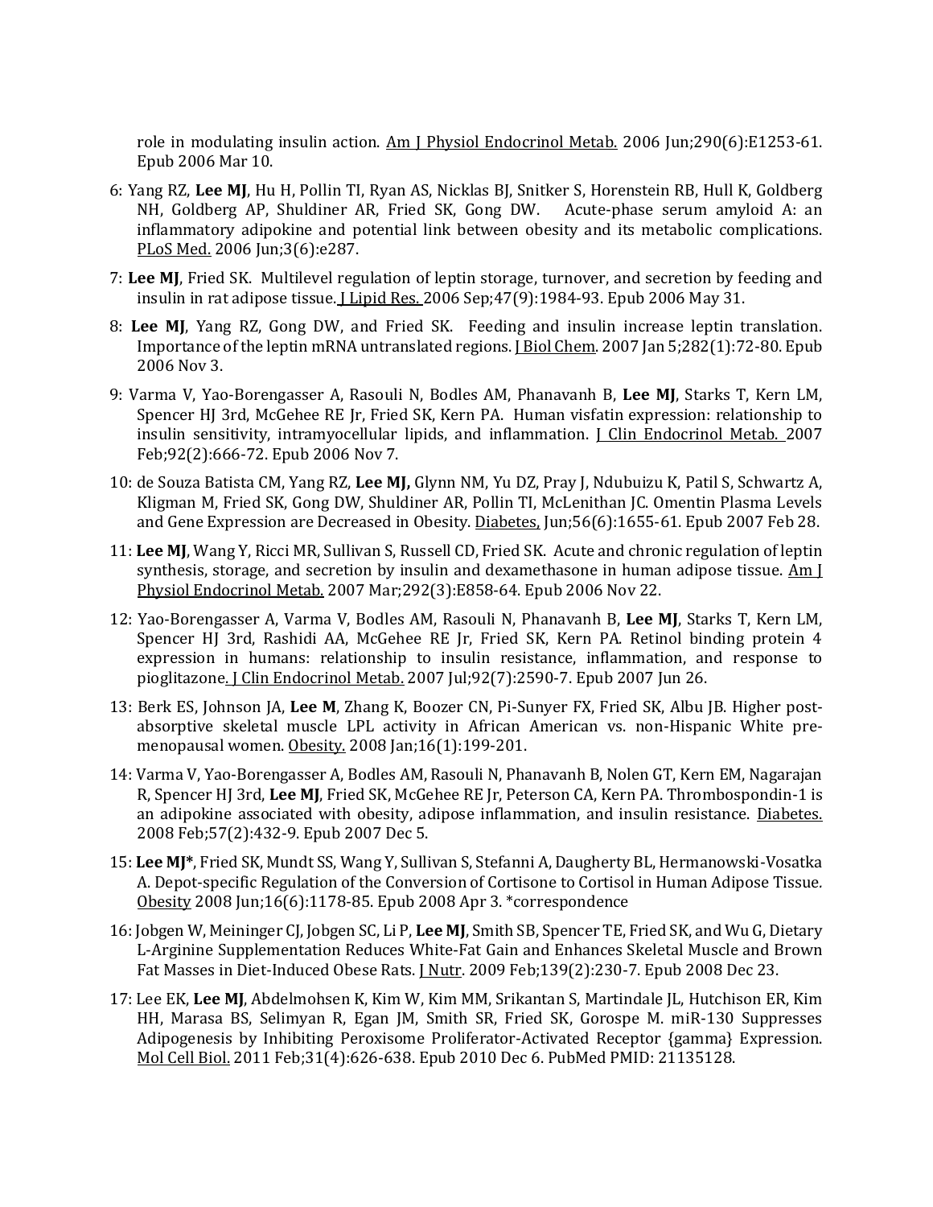role in modulating insulin action. Am J Physiol Endocrinol Metab. 2006 Jun;290(6):E1253-61. Epub 2006 Mar 10.

6: Yang RZ, **Lee MJ**, Hu H, Pollin TI, Ryan AS, Nicklas BJ, Snitker S, Horenstein RB, Hull K, Goldberg NH, Goldberg AP, Shuldiner AR, Fried SK, Gong DW. Acute-phase serum amyloid A: an inflammatory adipokine and potential link between obesity and its metabolic complications. PLoS Med. 2006 Jun;3(6):e287.

7: **Lee MJ**, Fried SK. Multilevel regulation of leptin storage, turnover, and secretion by feeding and insulin in rat adipose tissue. J Lipid Res. 2006 Sep;47(9):1984-93. Epub 2006 May 31.

8: **Lee MJ**, Yang RZ, Gong DW, and Fried SK. Feeding and insulin increase leptin translation. Importance of the leptin mRNA untranslated regions. J Biol Chem. 2007 Jan 5;282(1):72-80. Epub 2006 Nov 3.

9: Varma V, Yao-Borengasser A, Rasouli N, Bodles AM, Phanavanh B, **Lee MJ**, Starks T, Kern LM, Spencer HJ 3rd, McGehee RE Jr, Fried SK, Kern PA. Human visfatin expression: relationship to insulin sensitivity, intramyocellular lipids, and inflammation. J Clin Endocrinol Metab. 2007 Feb;92(2):666-72. Epub 2006 Nov 7.

10: de Souza Batista CM, Yang RZ, **Lee MJ,** Glynn NM, Yu DZ, Pray J, Ndubuizu K, Patil S, Schwartz A, Kligman M, Fried SK, Gong DW, Shuldiner AR, Pollin TI, McLenithan JC. Omentin Plasma Levels and Gene Expression are Decreased in Obesity. Diabetes, Jun;56(6):1655-61. Epub 2007 Feb 28.

11: **Lee MJ**, Wang Y, Ricci MR, Sullivan S, Russell CD, Fried SK. Acute and chronic regulation of leptin synthesis, storage, and secretion by insulin and dexamethasone in human adipose tissue. Am J Physiol Endocrinol Metab. 2007 Mar;292(3):E858-64. Epub 2006 Nov 22.

12: Yao-Borengasser A, Varma V, Bodles AM, Rasouli N, Phanavanh B, **Lee MJ**, Starks T, Kern LM, Spencer HJ 3rd, Rashidi AA, McGehee RE Jr, Fried SK, Kern PA. Retinol binding protein 4 expression in humans: relationship to insulin resistance, inflammation, and response to pioglitazone. J Clin Endocrinol Metab. 2007 Jul;92(7):2590-7. Epub 2007 Jun 26.

13: Berk ES, Johnson JA, **Lee M**, Zhang K, Boozer CN, Pi-Sunyer FX, Fried SK, Albu JB. Higher post-absorptive skeletal muscle LPL activity in African American vs. non-Hispanic White pre-menopausal women. Obesity. 2008 Jan;16(1):199-201.

14: Varma V, Yao-Borengasser A, Bodles AM, Rasouli N, Phanavanh B, Nolen GT, Kern EM, Nagarajan R, Spencer HJ 3rd, **Lee MJ**, Fried SK, McGehee RE Jr, Peterson CA, Kern PA. Thrombospondin-1 is an adipokine associated with obesity, adipose inflammation, and insulin resistance. Diabetes. 2008 Feb;57(2):432-9. Epub 2007 Dec 5.

15: **Lee MJ***, Fried SK, Mundt SS, Wang Y, Sullivan S, Stefanni A, Daugherty BL, Hermanowski-Vosatka A. Depot-specific Regulation of the Conversion of Cortisone to Cortisol in Human Adipose Tissue. Obesity 2008 Jun;16(6):1178-85. Epub 2008 Apr 3. *correspondence

16: Jobgen W, Meininger CJ, Jobgen SC, Li P, **Lee MJ**, Smith SB, Spencer TE, Fried SK, and Wu G, Dietary L-Arginine Supplementation Reduces White-Fat Gain and Enhances Skeletal Muscle and Brown Fat Masses in Diet-Induced Obese Rats. J Nutr. 2009 Feb;139(2):230-7. Epub 2008 Dec 23.

17: Lee EK, **Lee MJ**, Abdelmohsen K, Kim W, Kim MM, Srikantan S, Martindale JL, Hutchison ER, Kim HH, Marasa BS, Selimyan R, Egan JM, Smith SR, Fried SK, Gorospe M. miR-130 Suppresses Adipogenesis by Inhibiting Peroxisome Proliferator-Activated Receptor {gamma} Expression. Mol Cell Biol. 2011 Feb;31(4):626-638. Epub 2010 Dec 6. PubMed PMID: 21135128.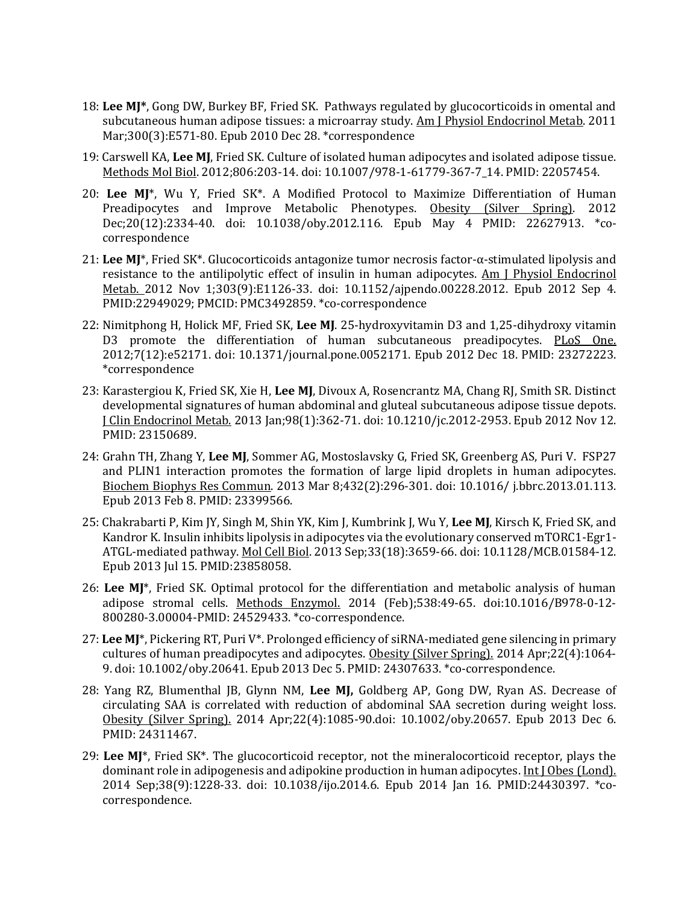18: **Lee MJ***, Gong DW, Burkey BF, Fried SK. Pathways regulated by glucocorticoids in omental and subcutaneous human adipose tissues: a microarray study. Am J Physiol Endocrinol Metab. 2011 Mar;300(3):E571-80. Epub 2010 Dec 28. *correspondence

19: Carswell KA, **Lee MJ**, Fried SK. Culture of isolated human adipocytes and isolated adipose tissue. Methods Mol Biol. 2012;806:203-14. doi: 10.1007/978-1-61779-367-7_14. PMID: 22057454.

20: **Lee MJ***, Wu Y, Fried SK*. A Modified Protocol to Maximize Differentiation of Human Preadipocytes and Improve Metabolic Phenotypes. Obesity (Silver Spring). 2012 Dec;20(12):2334-40. doi: 10.1038/oby.2012.116. Epub May 4 PMID: 22627913. *co-correspondence

21: **Lee MJ***, Fried SK*. Glucocorticoids antagonize tumor necrosis factor-α-stimulated lipolysis and resistance to the antilipolytic effect of insulin in human adipocytes. Am J Physiol Endocrinol Metab. 2012 Nov 1;303(9):E1126-33. doi: 10.1152/ajpendo.00228.2012. Epub 2012 Sep 4. PMID:22949029; PMCID: PMC3492859. *co-correspondence

22: Nimitphong H, Holick MF, Fried SK, **Lee MJ**. 25-hydroxyvitamin D3 and 1,25-dihydroxy vitamin D3 promote the differentiation of human subcutaneous preadipocytes. PLoS One. 2012;7(12):e52171. doi: 10.1371/journal.pone.0052171. Epub 2012 Dec 18. PMID: 23272223. *correspondence

23: Karastergiou K, Fried SK, Xie H, **Lee MJ**, Divoux A, Rosencrantz MA, Chang RJ, Smith SR. Distinct developmental signatures of human abdominal and gluteal subcutaneous adipose tissue depots. J Clin Endocrinol Metab. 2013 Jan;98(1):362-71. doi: 10.1210/jc.2012-2953. Epub 2012 Nov 12. PMID: 23150689.

24: Grahn TH, Zhang Y, **Lee MJ**, Sommer AG, Mostoslavsky G, Fried SK, Greenberg AS, Puri V. FSP27 and PLIN1 interaction promotes the formation of large lipid droplets in human adipocytes. Biochem Biophys Res Commun. 2013 Mar 8;432(2):296-301. doi: 10.1016/ j.bbrc.2013.01.113. Epub 2013 Feb 8. PMID: 23399566.

25: Chakrabarti P, Kim JY, Singh M, Shin YK, Kim J, Kumbrink J, Wu Y, **Lee MJ**, Kirsch K, Fried SK, and Kandror K. Insulin inhibits lipolysis in adipocytes via the evolutionary conserved mTORC1-Egr1-ATGL-mediated pathway. Mol Cell Biol. 2013 Sep;33(18):3659-66. doi: 10.1128/MCB.01584-12. Epub 2013 Jul 15. PMID:23858058.

26: **Lee MJ***, Fried SK. Optimal protocol for the differentiation and metabolic analysis of human adipose stromal cells. Methods Enzymol. 2014 (Feb);538:49-65. doi:10.1016/B978-0-12-800280-3.00004-PMID: 24529433. *co-correspondence.

27: **Lee MJ***, Pickering RT, Puri V*. Prolonged efficiency of siRNA-mediated gene silencing in primary cultures of human preadipocytes and adipocytes. Obesity (Silver Spring). 2014 Apr;22(4):1064-9. doi: 10.1002/oby.20641. Epub 2013 Dec 5. PMID: 24307633. *co-correspondence.

28: Yang RZ, Blumenthal JB, Glynn NM, **Lee MJ,** Goldberg AP, Gong DW, Ryan AS. Decrease of circulating SAA is correlated with reduction of abdominal SAA secretion during weight loss. Obesity (Silver Spring). 2014 Apr;22(4):1085-90.doi: 10.1002/oby.20657. Epub 2013 Dec 6. PMID: 24311467.

29: **Lee MJ***, Fried SK*. The glucocorticoid receptor, not the mineralocorticoid receptor, plays the dominant role in adipogenesis and adipokine production in human adipocytes. Int J Obes (Lond). 2014 Sep;38(9):1228-33. doi: 10.1038/ijo.2014.6. Epub 2014 Jan 16. PMID:24430397. *co-correspondence.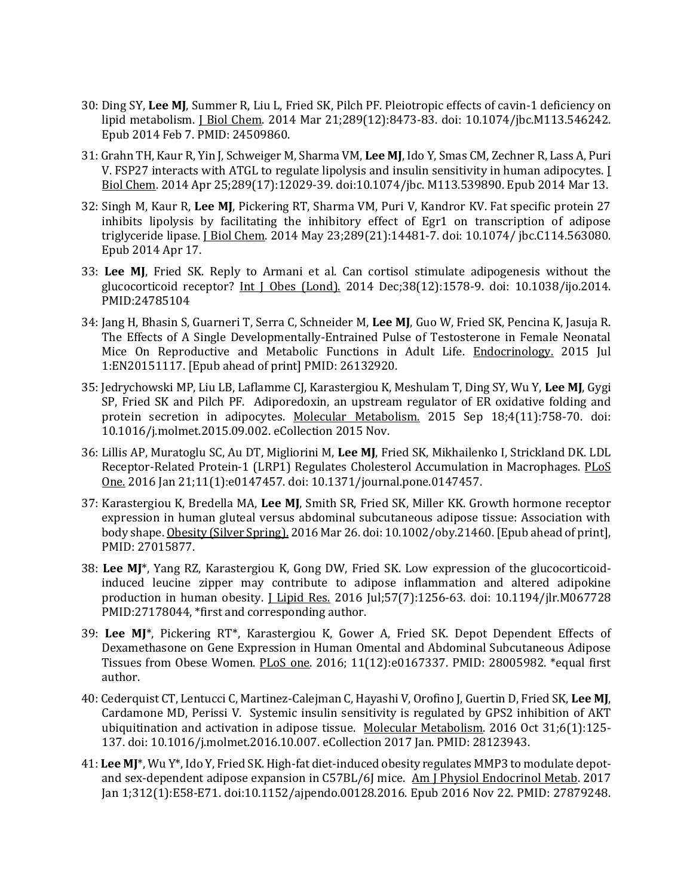30: Ding SY, **Lee MJ**, Summer R, Liu L, Fried SK, Pilch PF. Pleiotropic effects of cavin-1 deficiency on lipid metabolism. J Biol Chem. 2014 Mar 21;289(12):8473-83. doi: 10.1074/jbc.M113.546242. Epub 2014 Feb 7. PMID: 24509860.

31: Grahn TH, Kaur R, Yin J, Schweiger M, Sharma VM, **Lee MJ**, Ido Y, Smas CM, Zechner R, Lass A, Puri V. FSP27 interacts with ATGL to regulate lipolysis and insulin sensitivity in human adipocytes. J Biol Chem. 2014 Apr 25;289(17):12029-39. doi:10.1074/jbc. M113.539890. Epub 2014 Mar 13.

32: Singh M, Kaur R, **Lee MJ**, Pickering RT, Sharma VM, Puri V, Kandror KV. Fat specific protein 27 inhibits lipolysis by facilitating the inhibitory effect of Egr1 on transcription of adipose triglyceride lipase. J Biol Chem. 2014 May 23;289(21):14481-7. doi: 10.1074/ jbc.C114.563080. Epub 2014 Apr 17.

33: **Lee MJ**, Fried SK. Reply to Armani et al. Can cortisol stimulate adipogenesis without the glucocorticoid receptor? Int J Obes (Lond). 2014 Dec;38(12):1578-9. doi: 10.1038/ijo.2014. PMID:24785104

34: Jang H, Bhasin S, Guarneri T, Serra C, Schneider M, **Lee MJ**, Guo W, Fried SK, Pencina K, Jasuja R. The Effects of A Single Developmentally-Entrained Pulse of Testosterone in Female Neonatal Mice On Reproductive and Metabolic Functions in Adult Life. Endocrinology. 2015 Jul 1:EN20151117. [Epub ahead of print] PMID: 26132920.

35: Jedrychowski MP, Liu LB, Laflamme CJ, Karastergiou K, Meshulam T, Ding SY, Wu Y, **Lee MJ**, Gygi SP, Fried SK and Pilch PF. Adiporedoxin, an upstream regulator of ER oxidative folding and protein secretion in adipocytes. Molecular Metabolism. 2015 Sep 18;4(11):758-70. doi: 10.1016/j.molmet.2015.09.002. eCollection 2015 Nov.

36: Lillis AP, Muratoglu SC, Au DT, Migliorini M, **Lee MJ**, Fried SK, Mikhailenko I, Strickland DK. LDL Receptor-Related Protein-1 (LRP1) Regulates Cholesterol Accumulation in Macrophages. PLoS One. 2016 Jan 21;11(1):e0147457. doi: 10.1371/journal.pone.0147457.

37: Karastergiou K, Bredella MA, **Lee MJ**, Smith SR, Fried SK, Miller KK. Growth hormone receptor expression in human gluteal versus abdominal subcutaneous adipose tissue: Association with body shape. Obesity (Silver Spring). 2016 Mar 26. doi: 10.1002/oby.21460. [Epub ahead of print], PMID: 27015877.

38: **Lee MJ***, Yang RZ, Karastergiou K, Gong DW, Fried SK. Low expression of the glucocorticoid-induced leucine zipper may contribute to adipose inflammation and altered adipokine production in human obesity. J Lipid Res. 2016 Jul;57(7):1256-63. doi: 10.1194/jlr.M067728 PMID:27178044, *first and corresponding author.

39: **Lee MJ***, Pickering RT*, Karastergiou K, Gower A, Fried SK. Depot Dependent Effects of Dexamethasone on Gene Expression in Human Omental and Abdominal Subcutaneous Adipose Tissues from Obese Women. PLoS one. 2016; 11(12):e0167337. PMID: 28005982. *equal first author.

40: Cederquist CT, Lentucci C, Martinez-Calejman C, Hayashi V, Orofino J, Guertin D, Fried SK, **Lee MJ**, Cardamone MD, Perissi V. Systemic insulin sensitivity is regulated by GPS2 inhibition of AKT ubiquitination and activation in adipose tissue. Molecular Metabolism. 2016 Oct 31;6(1):125-137. doi: 10.1016/j.molmet.2016.10.007. eCollection 2017 Jan. PMID: 28123943.

41: **Lee MJ***, Wu Y*, Ido Y, Fried SK. High-fat diet-induced obesity regulates MMP3 to modulate depot- and sex-dependent adipose expansion in C57BL/6J mice. Am J Physiol Endocrinol Metab. 2017 Jan 1;312(1):E58-E71. doi:10.1152/ajpendo.00128.2016. Epub 2016 Nov 22. PMID: 27879248.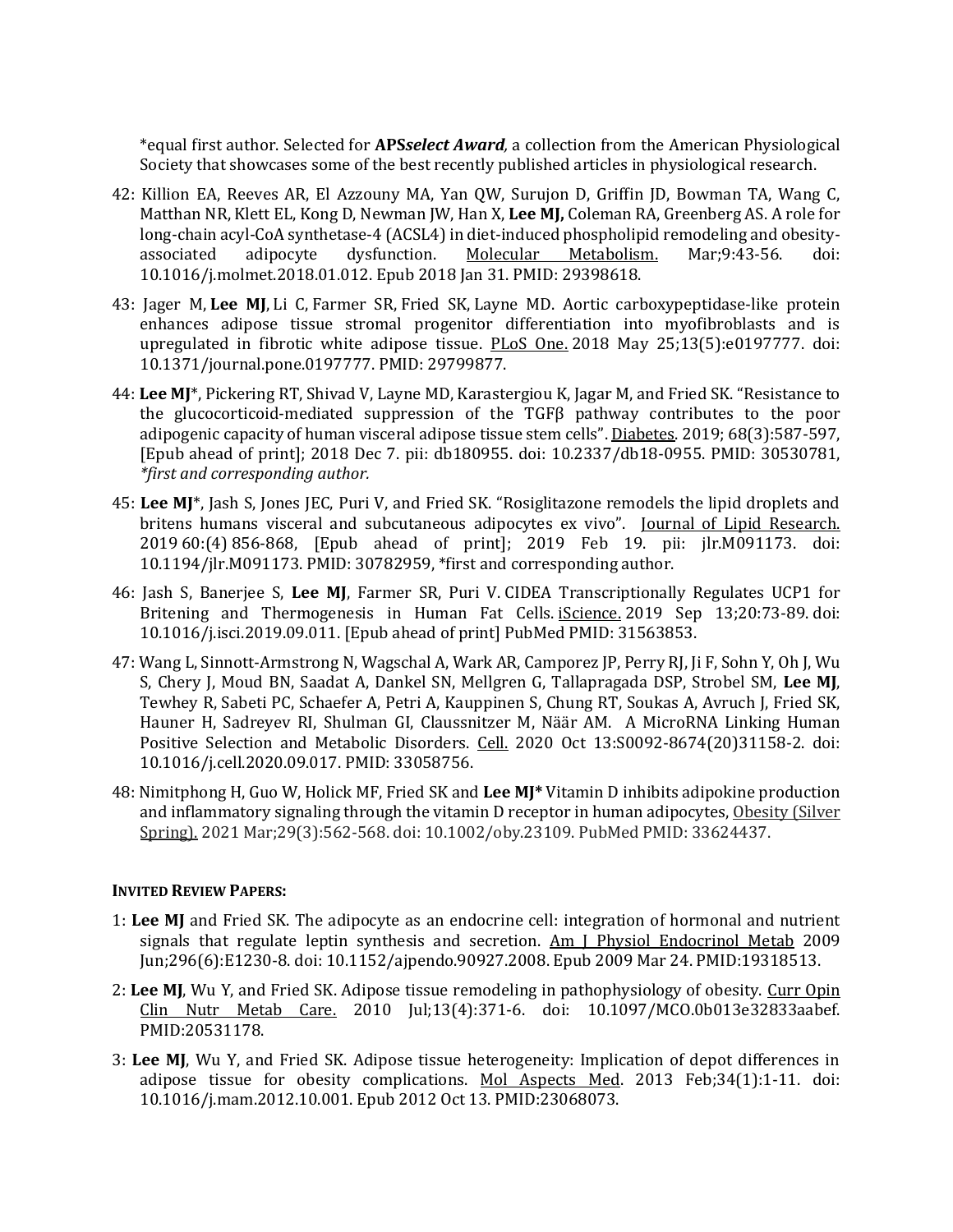*equal first author. Selected for **APS*select* Award***,* a collection from the American Physiological Society that showcases some of the best recently published articles in physiological research.

42: Killion EA, Reeves AR, El Azzouny MA, Yan QW, Surujon D, Griffin JD, Bowman TA, Wang C, Matthan NR, Klett EL, Kong D, Newman JW, Han X, **Lee MJ,** Coleman RA, Greenberg AS. A role for long-chain acyl-CoA synthetase-4 (ACSL4) in diet-induced phospholipid remodeling and obesity-associated adipocyte dysfunction. Molecular Metabolism. Mar;9:43-56. doi: 10.1016/j.molmet.2018.01.012. Epub 2018 Jan 31. PMID: 29398618.

43: Jager M, **Lee MJ**, Li C, Farmer SR, Fried SK, Layne MD. Aortic carboxypeptidase-like protein enhances adipose tissue stromal progenitor differentiation into myofibroblasts and is upregulated in fibrotic white adipose tissue. PLoS One. 2018 May 25;13(5):e0197777. doi: 10.1371/journal.pone.0197777. PMID: 29799877.

44: **Lee MJ***, Pickering RT, Shivad V, Layne MD, Karastergiou K, Jagar M, and Fried SK. "Resistance to the glucocorticoid-mediated suppression of the TGFβ pathway contributes to the poor adipogenic capacity of human visceral adipose tissue stem cells". Diabetes. 2019; 68(3):587-597, [Epub ahead of print]; 2018 Dec 7. pii: db180955. doi: 10.2337/db18-0955. PMID: 30530781, *\*first and corresponding author.*

45: **Lee MJ***, Jash S, Jones JEC, Puri V, and Fried SK. "Rosiglitazone remodels the lipid droplets and britens humans visceral and subcutaneous adipocytes ex vivo". Journal of Lipid Research. 2019 60:(4) 856-868, [Epub ahead of print]; 2019 Feb 19. pii: jlr.M091173. doi: 10.1194/jlr.M091173. PMID: 30782959, *first and corresponding author.

46: Jash S, Banerjee S, **Lee MJ**, Farmer SR, Puri V. CIDEA Transcriptionally Regulates UCP1 for Britening and Thermogenesis in Human Fat Cells. iScience. 2019 Sep 13;20:73-89. doi: 10.1016/j.isci.2019.09.011. [Epub ahead of print] PubMed PMID: 31563853.

47: Wang L, Sinnott-Armstrong N, Wagschal A, Wark AR, Camporez JP, Perry RJ, Ji F, Sohn Y, Oh J, Wu S, Chery J, Moud BN, Saadat A, Dankel SN, Mellgren G, Tallapragada DSP, Strobel SM, **Lee MJ**, Tewhey R, Sabeti PC, Schaefer A, Petri A, Kauppinen S, Chung RT, Soukas A, Avruch J, Fried SK, Hauner H, Sadreyev RI, Shulman GI, Claussnitzer M, Näär AM. A MicroRNA Linking Human Positive Selection and Metabolic Disorders. Cell. 2020 Oct 13:S0092-8674(20)31158-2. doi: 10.1016/j.cell.2020.09.017. PMID: 33058756.

48: Nimitphong H, Guo W, Holick MF, Fried SK and **Lee MJ*** Vitamin D inhibits adipokine production and inflammatory signaling through the vitamin D receptor in human adipocytes, Obesity (Silver Spring). 2021 Mar;29(3):562-568. doi: 10.1002/oby.23109. PubMed PMID: 33624437.

**INVITED REVIEW PAPERS:**

1: **Lee MJ** and Fried SK. The adipocyte as an endocrine cell: integration of hormonal and nutrient signals that regulate leptin synthesis and secretion. Am J Physiol Endocrinol Metab 2009 Jun;296(6):E1230-8. doi: 10.1152/ajpendo.90927.2008. Epub 2009 Mar 24. PMID:19318513.

2: **Lee MJ**, Wu Y, and Fried SK. Adipose tissue remodeling in pathophysiology of obesity. Curr Opin Clin Nutr Metab Care. 2010 Jul;13(4):371-6. doi: 10.1097/MCO.0b013e32833aabef. PMID:20531178.

3: **Lee MJ**, Wu Y, and Fried SK. Adipose tissue heterogeneity: Implication of depot differences in adipose tissue for obesity complications. Mol Aspects Med. 2013 Feb;34(1):1-11. doi: 10.1016/j.mam.2012.10.001. Epub 2012 Oct 13. PMID:23068073.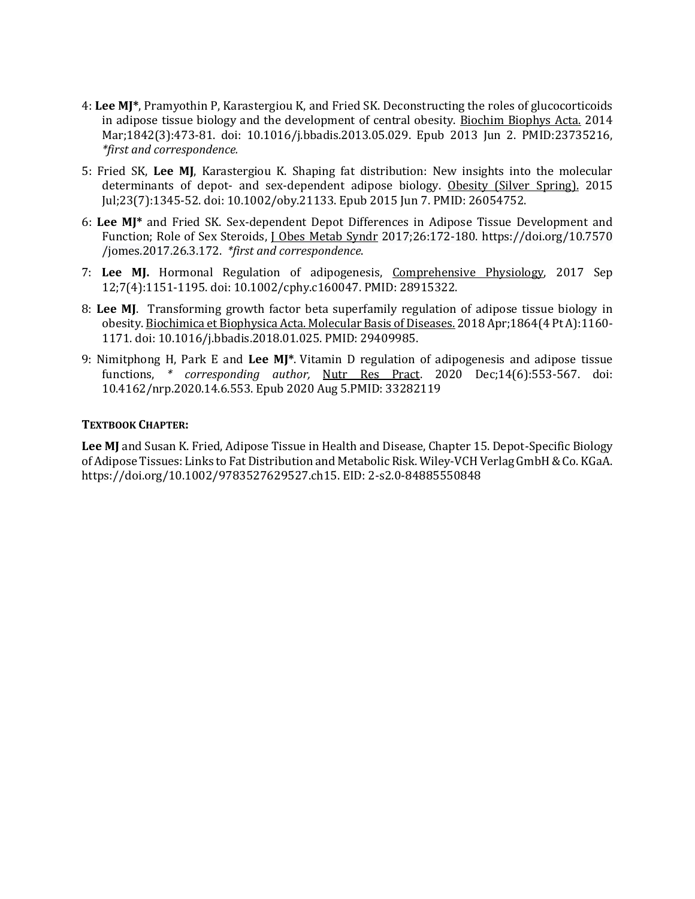4: **Lee MJ***, Pramyothin P, Karastergiou K, and Fried SK. Deconstructing the roles of glucocorticoids in adipose tissue biology and the development of central obesity. Biochim Biophys Acta. 2014 Mar;1842(3):473-81. doi: 10.1016/j.bbadis.2013.05.029. Epub 2013 Jun 2. PMID:23735216, *\*first and correspondence.*

5: Fried SK, **Lee MJ**, Karastergiou K. Shaping fat distribution: New insights into the molecular determinants of depot- and sex-dependent adipose biology. Obesity (Silver Spring). 2015 Jul;23(7):1345-52. doi: 10.1002/oby.21133. Epub 2015 Jun 7. PMID: 26054752.

6: **Lee MJ*** and Fried SK. Sex-dependent Depot Differences in Adipose Tissue Development and Function; Role of Sex Steroids, J Obes Metab Syndr 2017;26:172-180. https://doi.org/10.7570/jomes.2017.26.3.172. *\*first and correspondence*.

7: **Lee MJ.** Hormonal Regulation of adipogenesis, Comprehensive Physiology, 2017 Sep 12;7(4):1151-1195. doi: 10.1002/cphy.c160047. PMID: 28915322.

8: **Lee MJ**. Transforming growth factor beta superfamily regulation of adipose tissue biology in obesity. Biochimica et Biophysica Acta. Molecular Basis of Diseases. 2018 Apr;1864(4 Pt A):1160-1171. doi: 10.1016/j.bbadis.2018.01.025. PMID: 29409985.

9: Nimitphong H, Park E and **Lee MJ***. Vitamin D regulation of adipogenesis and adipose tissue functions, *\* corresponding author,* Nutr Res Pract. 2020 Dec;14(6):553-567. doi: 10.4162/nrp.2020.14.6.553. Epub 2020 Aug 5.PMID: 33282119

**TEXTBOOK CHAPTER:**

**Lee MJ** and Susan K. Fried, Adipose Tissue in Health and Disease, Chapter 15. Depot-Specific Biology of Adipose Tissues: Links to Fat Distribution and Metabolic Risk. Wiley-VCH Verlag GmbH & Co. KGaA. https://doi.org/10.1002/9783527629527.ch15. EID: 2-s2.0-84885550848